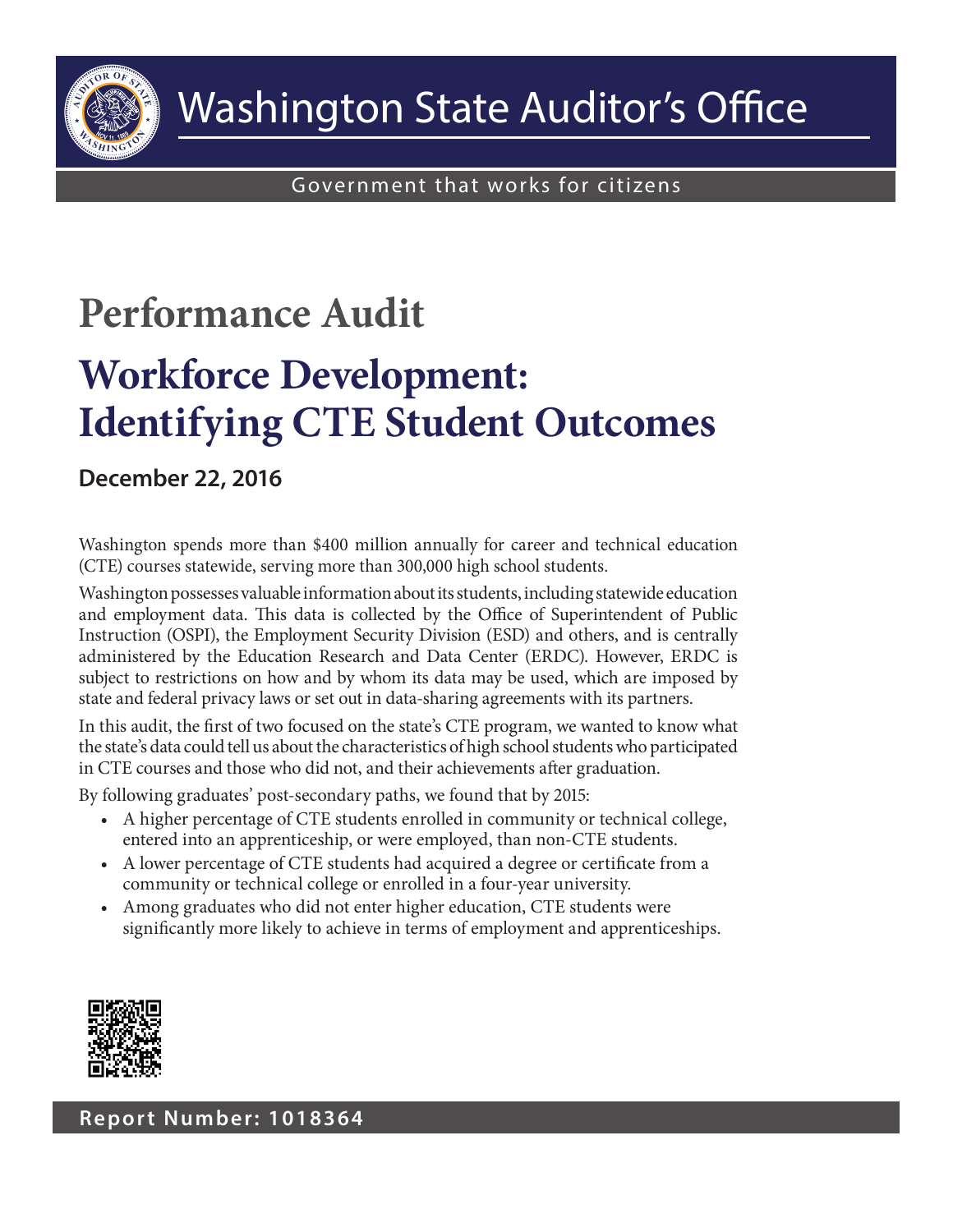# Washington State Auditor's Office

Government that works for citizens

# Performance Audit

# Workforce Development: Identifying CTE Student Outcomes

**December 22, 2016**

Washington spends more than $400 million annually for career and technical education (CTE) courses statewide, serving more than 300,000 high school students.

Washington possesses valuable information about its students, including statewide education and employment data. This data is collected by the Office of Superintendent of Public Instruction (OSPI), the Employment Security Division (ESD) and others, and is centrally administered by the Education Research and Data Center (ERDC). However, ERDC is subject to restrictions on how and by whom its data may be used, which are imposed by state and federal privacy laws or set out in data-sharing agreements with its partners.

In this audit, the first of two focused on the state's CTE program, we wanted to know what the state's data could tell us about the characteristics of high school students who participated in CTE courses and those who did not, and their achievements after graduation.

By following graduates' post-secondary paths, we found that by 2015:

- A higher percentage of CTE students enrolled in community or technical college, entered into an apprenticeship, or were employed, than non-CTE students.
- A lower percentage of CTE students had acquired a degree or certificate from a community or technical college or enrolled in a four-year university.
- Among graduates who did not enter higher education, CTE students were significantly more likely to achieve in terms of employment and apprenticeships.

**Report Number: 1018364**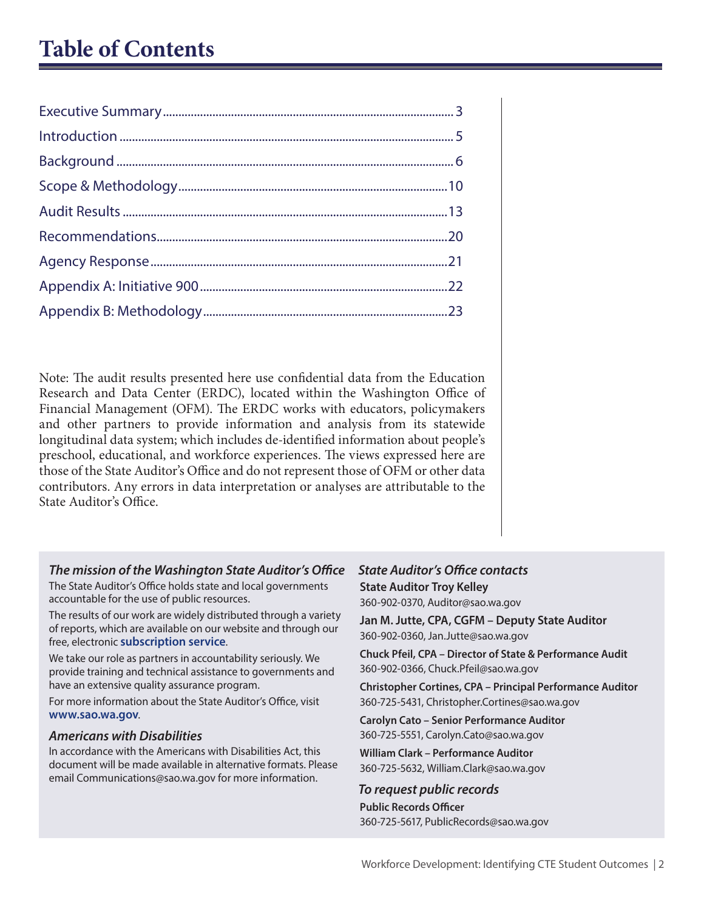# Table of Contents

| | |
|---|---|
| Executive Summary | 3 |
| Introduction | 5 |
| Background | 6 |
| Scope & Methodology | 10 |
| Audit Results | 13 |
| Recommendations | 20 |
| Agency Response | 21 |
| Appendix A: Initiative 900 | 22 |
| Appendix B: Methodology | 23 |

Note: The audit results presented here use confidential data from the Education Research and Data Center (ERDC), located within the Washington Office of Financial Management (OFM). The ERDC works with educators, policymakers and other partners to provide information and analysis from its statewide longitudinal data system; which includes de-identified information about people's preschool, educational, and workforce experiences. The views expressed here are those of the State Auditor's Office and do not represent those of OFM or other data contributors. Any errors in data interpretation or analyses are attributable to the State Auditor's Office.

### *The mission of the Washington State Auditor's Office*

The State Auditor's Office holds state and local governments accountable for the use of public resources.

The results of our work are widely distributed through a variety of reports, which are available on our website and through our free, electronic **subscription service**.

We take our role as partners in accountability seriously. We provide training and technical assistance to governments and have an extensive quality assurance program.

For more information about the State Auditor's Office, visit **www.sao.wa.gov**.

### *Americans with Disabilities*

In accordance with the Americans with Disabilities Act, this document will be made available in alternative formats. Please email Communications@sao.wa.gov for more information.

### *State Auditor's Office contacts*

**State Auditor Troy Kelley**
360-902-0370, Auditor@sao.wa.gov

**Jan M. Jutte, CPA, CGFM – Deputy State Auditor**
360-902-0360, Jan.Jutte@sao.wa.gov

**Chuck Pfeil, CPA – Director of State & Performance Audit**
360-902-0366, Chuck.Pfeil@sao.wa.gov

**Christopher Cortines, CPA – Principal Performance Auditor**
360-725-5431, Christopher.Cortines@sao.wa.gov

**Carolyn Cato – Senior Performance Auditor**
360-725-5551, Carolyn.Cato@sao.wa.gov

**William Clark – Performance Auditor**
360-725-5632, William.Clark@sao.wa.gov

### *To request public records*

**Public Records Officer**
360-725-5617, PublicRecords@sao.wa.gov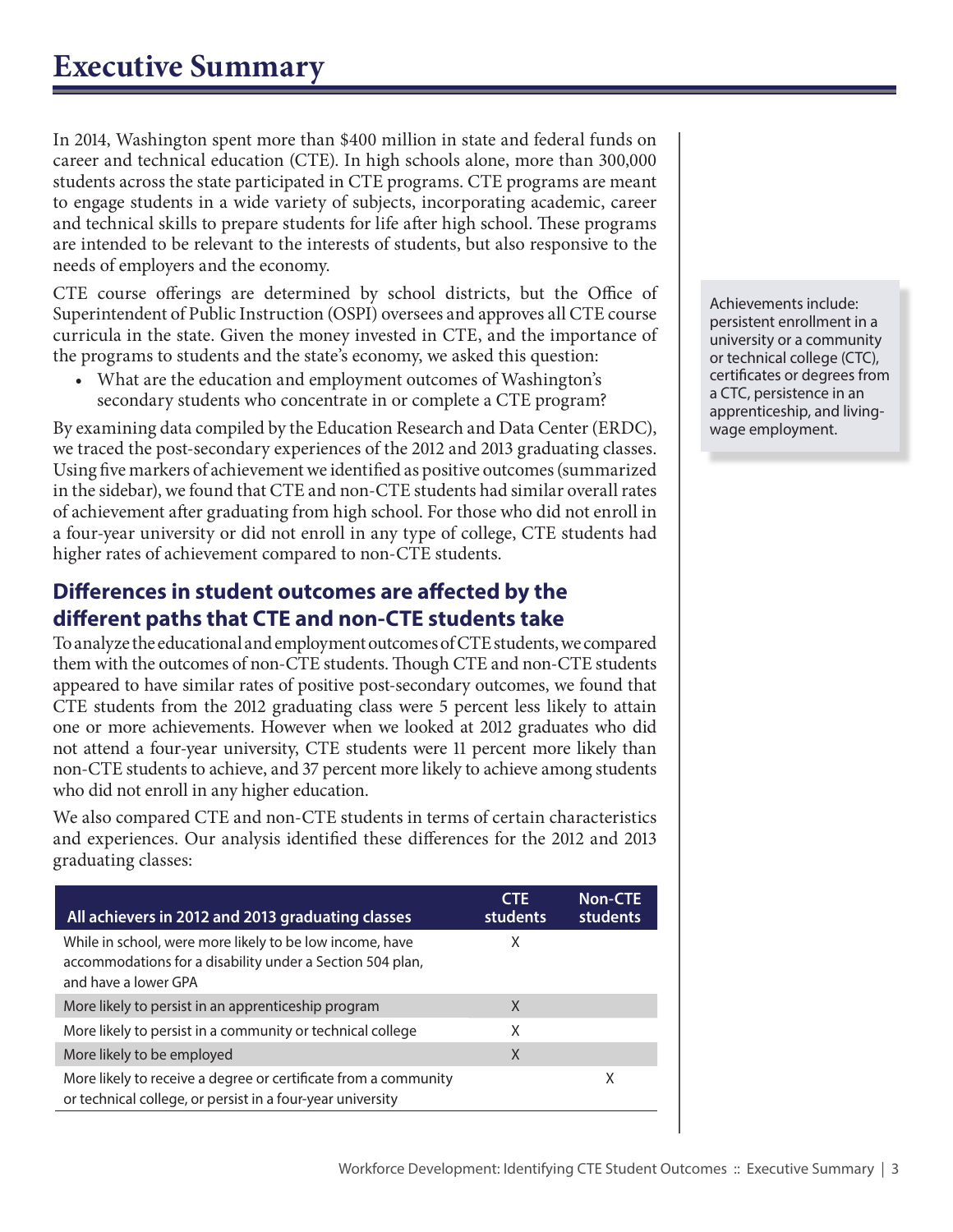# Executive Summary

In 2014, Washington spent more than $400 million in state and federal funds on career and technical education (CTE). In high schools alone, more than 300,000 students across the state participated in CTE programs. CTE programs are meant to engage students in a wide variety of subjects, incorporating academic, career and technical skills to prepare students for life after high school. These programs are intended to be relevant to the interests of students, but also responsive to the needs of employers and the economy.

CTE course offerings are determined by school districts, but the Office of Superintendent of Public Instruction (OSPI) oversees and approves all CTE course curricula in the state. Given the money invested in CTE, and the importance of the programs to students and the state's economy, we asked this question:

- What are the education and employment outcomes of Washington's secondary students who concentrate in or complete a CTE program?

By examining data compiled by the Education Research and Data Center (ERDC), we traced the post-secondary experiences of the 2012 and 2013 graduating classes. Using five markers of achievement we identified as positive outcomes (summarized in the sidebar), we found that CTE and non-CTE students had similar overall rates of achievement after graduating from high school. For those who did not enroll in a four-year university or did not enroll in any type of college, CTE students had higher rates of achievement compared to non-CTE students.

Achievements include: persistent enrollment in a university or a community or technical college (CTC), certificates or degrees from a CTC, persistence in an apprenticeship, and living-wage employment.

## Differences in student outcomes are affected by the different paths that CTE and non-CTE students take

To analyze the educational and employment outcomes of CTE students, we compared them with the outcomes of non-CTE students. Though CTE and non-CTE students appeared to have similar rates of positive post-secondary outcomes, we found that CTE students from the 2012 graduating class were 5 percent less likely to attain one or more achievements. However when we looked at 2012 graduates who did not attend a four-year university, CTE students were 11 percent more likely than non-CTE students to achieve, and 37 percent more likely to achieve among students who did not enroll in any higher education.

We also compared CTE and non-CTE students in terms of certain characteristics and experiences. Our analysis identified these differences for the 2012 and 2013 graduating classes:

| All achievers in 2012 and 2013 graduating classes | CTE students | Non-CTE students |
|---|---|---|
| While in school, were more likely to be low income, have accommodations for a disability under a Section 504 plan, and have a lower GPA | X | |
| More likely to persist in an apprenticeship program | X | |
| More likely to persist in a community or technical college | X | |
| More likely to be employed | X | |
| More likely to receive a degree or certificate from a community or technical college, or persist in a four-year university | | X |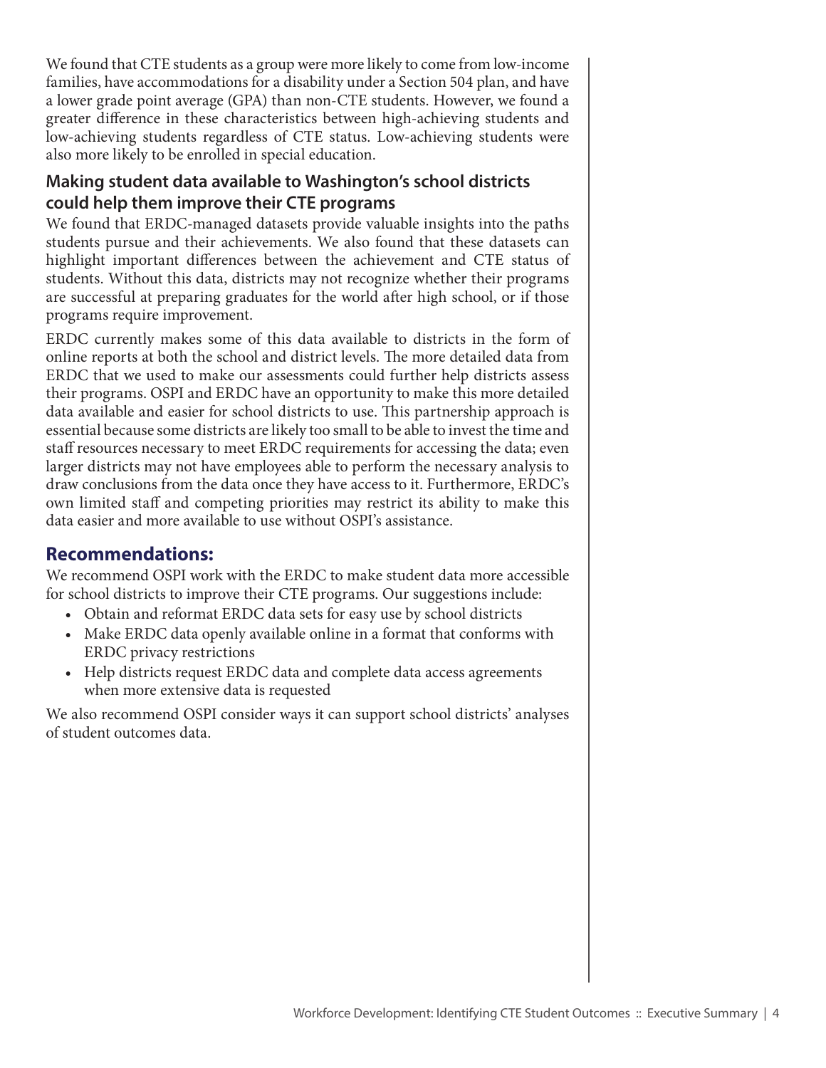We found that CTE students as a group were more likely to come from low-income families, have accommodations for a disability under a Section 504 plan, and have a lower grade point average (GPA) than non-CTE students. However, we found a greater difference in these characteristics between high-achieving students and low-achieving students regardless of CTE status. Low-achieving students were also more likely to be enrolled in special education.

### Making student data available to Washington's school districts could help them improve their CTE programs

We found that ERDC-managed datasets provide valuable insights into the paths students pursue and their achievements. We also found that these datasets can highlight important differences between the achievement and CTE status of students. Without this data, districts may not recognize whether their programs are successful at preparing graduates for the world after high school, or if those programs require improvement.

ERDC currently makes some of this data available to districts in the form of online reports at both the school and district levels. The more detailed data from ERDC that we used to make our assessments could further help districts assess their programs. OSPI and ERDC have an opportunity to make this more detailed data available and easier for school districts to use. This partnership approach is essential because some districts are likely too small to be able to invest the time and staff resources necessary to meet ERDC requirements for accessing the data; even larger districts may not have employees able to perform the necessary analysis to draw conclusions from the data once they have access to it. Furthermore, ERDC's own limited staff and competing priorities may restrict its ability to make this data easier and more available to use without OSPI's assistance.

## Recommendations:

We recommend OSPI work with the ERDC to make student data more accessible for school districts to improve their CTE programs. Our suggestions include:

- Obtain and reformat ERDC data sets for easy use by school districts
- Make ERDC data openly available online in a format that conforms with ERDC privacy restrictions
- Help districts request ERDC data and complete data access agreements when more extensive data is requested

We also recommend OSPI consider ways it can support school districts' analyses of student outcomes data.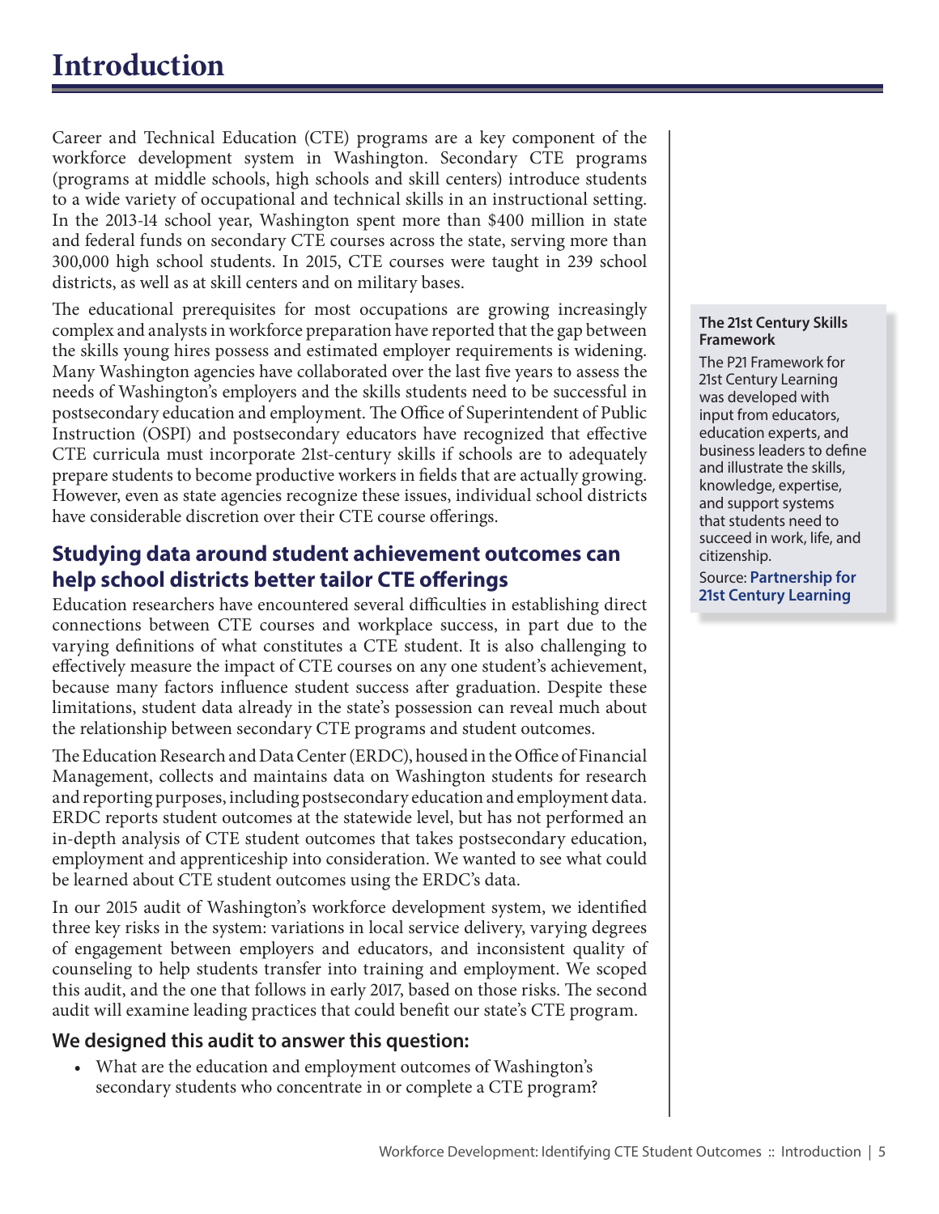# Introduction

Career and Technical Education (CTE) programs are a key component of the workforce development system in Washington. Secondary CTE programs (programs at middle schools, high schools and skill centers) introduce students to a wide variety of occupational and technical skills in an instructional setting. In the 2013-14 school year, Washington spent more than $400 million in state and federal funds on secondary CTE courses across the state, serving more than 300,000 high school students. In 2015, CTE courses were taught in 239 school districts, as well as at skill centers and on military bases.

The educational prerequisites for most occupations are growing increasingly complex and analysts in workforce preparation have reported that the gap between the skills young hires possess and estimated employer requirements is widening. Many Washington agencies have collaborated over the last five years to assess the needs of Washington's employers and the skills students need to be successful in postsecondary education and employment. The Office of Superintendent of Public Instruction (OSPI) and postsecondary educators have recognized that effective CTE curricula must incorporate 21st-century skills if schools are to adequately prepare students to become productive workers in fields that are actually growing. However, even as state agencies recognize these issues, individual school districts have considerable discretion over their CTE course offerings.

**The 21st Century Skills Framework**

The P21 Framework for 21st Century Learning was developed with input from educators, education experts, and business leaders to define and illustrate the skills, knowledge, expertise, and support systems that students need to succeed in work, life, and citizenship.

Source: **Partnership for 21st Century Learning**

## Studying data around student achievement outcomes can help school districts better tailor CTE offerings

Education researchers have encountered several difficulties in establishing direct connections between CTE courses and workplace success, in part due to the varying definitions of what constitutes a CTE student. It is also challenging to effectively measure the impact of CTE courses on any one student's achievement, because many factors influence student success after graduation. Despite these limitations, student data already in the state's possession can reveal much about the relationship between secondary CTE programs and student outcomes.

The Education Research and Data Center (ERDC), housed in the Office of Financial Management, collects and maintains data on Washington students for research and reporting purposes, including postsecondary education and employment data. ERDC reports student outcomes at the statewide level, but has not performed an in-depth analysis of CTE student outcomes that takes postsecondary education, employment and apprenticeship into consideration. We wanted to see what could be learned about CTE student outcomes using the ERDC's data.

In our 2015 audit of Washington's workforce development system, we identified three key risks in the system: variations in local service delivery, varying degrees of engagement between employers and educators, and inconsistent quality of counseling to help students transfer into training and employment. We scoped this audit, and the one that follows in early 2017, based on those risks. The second audit will examine leading practices that could benefit our state's CTE program.

### We designed this audit to answer this question:

- What are the education and employment outcomes of Washington's secondary students who concentrate in or complete a CTE program?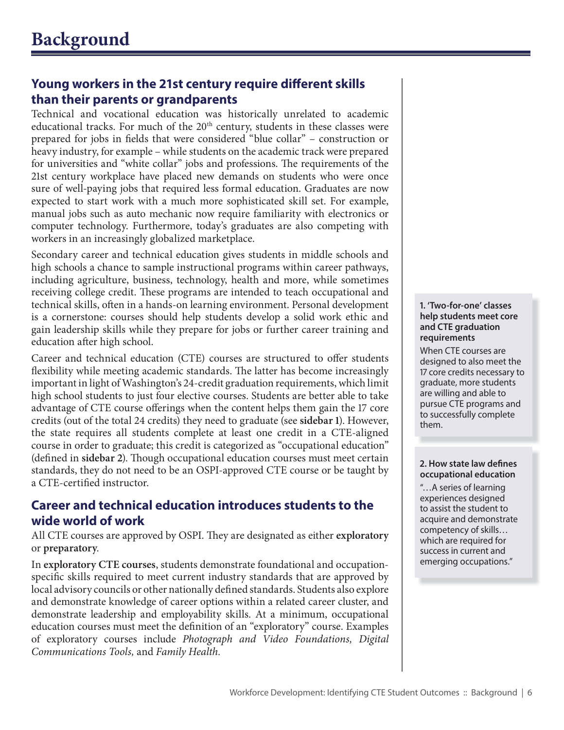# Background

## Young workers in the 21st century require different skills than their parents or grandparents

Technical and vocational education was historically unrelated to academic educational tracks. For much of the 20th century, students in these classes were prepared for jobs in fields that were considered "blue collar" – construction or heavy industry, for example – while students on the academic track were prepared for universities and "white collar" jobs and professions. The requirements of the 21st century workplace have placed new demands on students who were once sure of well-paying jobs that required less formal education. Graduates are now expected to start work with a much more sophisticated skill set. For example, manual jobs such as auto mechanic now require familiarity with electronics or computer technology. Furthermore, today's graduates are also competing with workers in an increasingly globalized marketplace.

Secondary career and technical education gives students in middle schools and high schools a chance to sample instructional programs within career pathways, including agriculture, business, technology, health and more, while sometimes receiving college credit. These programs are intended to teach occupational and technical skills, often in a hands-on learning environment. Personal development is a cornerstone: courses should help students develop a solid work ethic and gain leadership skills while they prepare for jobs or further career training and education after high school.

Career and technical education (CTE) courses are structured to offer students flexibility while meeting academic standards. The latter has become increasingly important in light of Washington's 24-credit graduation requirements, which limit high school students to just four elective courses. Students are better able to take advantage of CTE course offerings when the content helps them gain the 17 core credits (out of the total 24 credits) they need to graduate (see **sidebar 1**). However, the state requires all students complete at least one credit in a CTE-aligned course in order to graduate; this credit is categorized as "occupational education" (defined in **sidebar 2**). Though occupational education courses must meet certain standards, they do not need to be an OSPI-approved CTE course or be taught by a CTE-certified instructor.

> **1. 'Two-for-one' classes help students meet core and CTE graduation requirements**
>
> When CTE courses are designed to also meet the 17 core credits necessary to graduate, more students are willing and able to pursue CTE programs and to successfully complete them.

> **2. How state law defines occupational education**
>
> "…A series of learning experiences designed to assist the student to acquire and demonstrate competency of skills… which are required for success in current and emerging occupations."

## Career and technical education introduces students to the wide world of work

All CTE courses are approved by OSPI. They are designated as either **exploratory** or **preparatory**.

In **exploratory CTE courses**, students demonstrate foundational and occupation-specific skills required to meet current industry standards that are approved by local advisory councils or other nationally defined standards. Students also explore and demonstrate knowledge of career options within a related career cluster, and demonstrate leadership and employability skills. At a minimum, occupational education courses must meet the definition of an "exploratory" course. Examples of exploratory courses include *Photograph and Video Foundations, Digital Communications Tools,* and *Family Health.*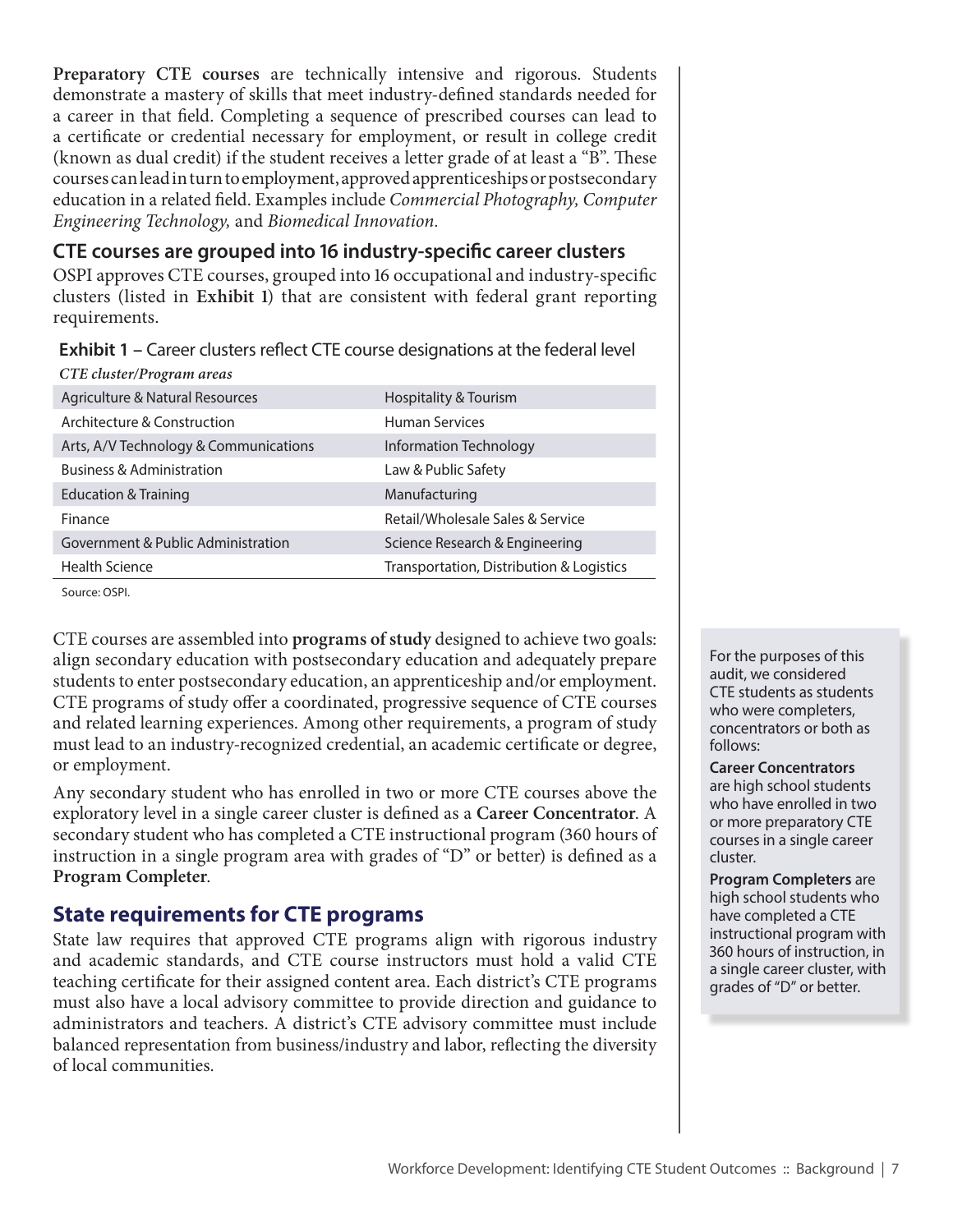**Preparatory CTE courses** are technically intensive and rigorous. Students demonstrate a mastery of skills that meet industry-defined standards needed for a career in that field. Completing a sequence of prescribed courses can lead to a certificate or credential necessary for employment, or result in college credit (known as dual credit) if the student receives a letter grade of at least a "B". These courses can lead in turn to employment, approved apprenticeships or postsecondary education in a related field. Examples include *Commercial Photography, Computer Engineering Technology,* and *Biomedical Innovation.*

## CTE courses are grouped into 16 industry-specific career clusters

OSPI approves CTE courses, grouped into 16 occupational and industry-specific clusters (listed in **Exhibit 1**) that are consistent with federal grant reporting requirements.

**Exhibit 1** – Career clusters reflect CTE course designations at the federal level

*CTE cluster/Program areas*

| | |
|---|---|
| Agriculture & Natural Resources | Hospitality & Tourism |
| Architecture & Construction | Human Services |
| Arts, A/V Technology & Communications | Information Technology |
| Business & Administration | Law & Public Safety |
| Education & Training | Manufacturing |
| Finance | Retail/Wholesale Sales & Service |
| Government & Public Administration | Science Research & Engineering |
| Health Science | Transportation, Distribution & Logistics |

Source: OSPI.

CTE courses are assembled into **programs of study** designed to achieve two goals: align secondary education with postsecondary education and adequately prepare students to enter postsecondary education, an apprenticeship and/or employment. CTE programs of study offer a coordinated, progressive sequence of CTE courses and related learning experiences. Among other requirements, a program of study must lead to an industry-recognized credential, an academic certificate or degree, or employment.

Any secondary student who has enrolled in two or more CTE courses above the exploratory level in a single career cluster is defined as a **Career Concentrator**. A secondary student who has completed a CTE instructional program (360 hours of instruction in a single program area with grades of "D" or better) is defined as a **Program Completer**.

For the purposes of this audit, we considered CTE students as students who were completers, concentrators or both as follows:

**Career Concentrators** are high school students who have enrolled in two or more preparatory CTE courses in a single career cluster.

**Program Completers** are high school students who have completed a CTE instructional program with 360 hours of instruction, in a single career cluster, with grades of "D" or better.

## State requirements for CTE programs

State law requires that approved CTE programs align with rigorous industry and academic standards, and CTE course instructors must hold a valid CTE teaching certificate for their assigned content area. Each district's CTE programs must also have a local advisory committee to provide direction and guidance to administrators and teachers. A district's CTE advisory committee must include balanced representation from business/industry and labor, reflecting the diversity of local communities.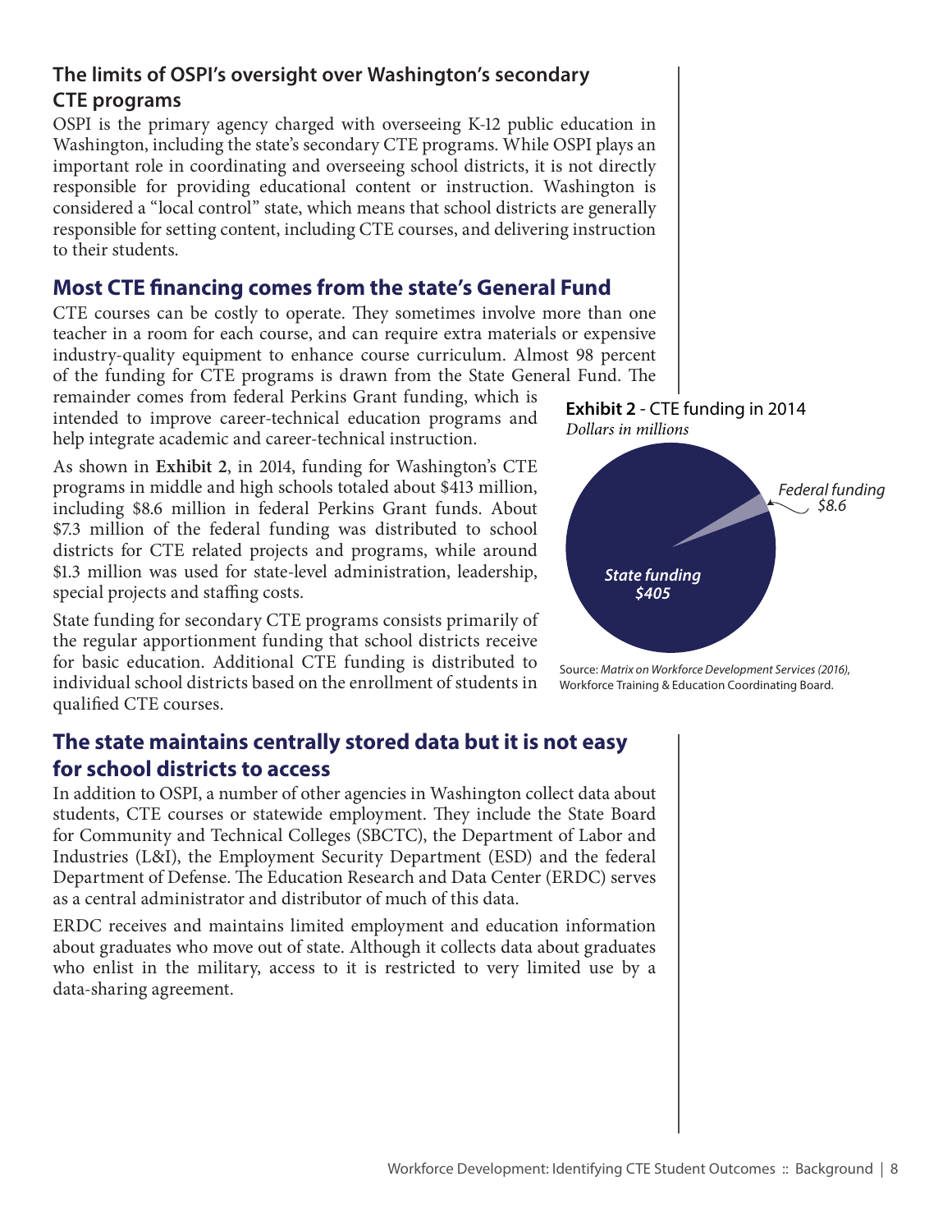### The limits of OSPI's oversight over Washington's secondary CTE programs

OSPI is the primary agency charged with overseeing K-12 public education in Washington, including the state's secondary CTE programs. While OSPI plays an important role in coordinating and overseeing school districts, it is not directly responsible for providing educational content or instruction. Washington is considered a "local control" state, which means that school districts are generally responsible for setting content, including CTE courses, and delivering instruction to their students.

## Most CTE financing comes from the state's General Fund

CTE courses can be costly to operate. They sometimes involve more than one teacher in a room for each course, and can require extra materials or expensive industry-quality equipment to enhance course curriculum. Almost 98 percent of the funding for CTE programs is drawn from the State General Fund. The remainder comes from federal Perkins Grant funding, which is intended to improve career-technical education programs and help integrate academic and career-technical instruction.

As shown in **Exhibit 2**, in 2014, funding for Washington's CTE programs in middle and high schools totaled about $413 million, including $8.6 million in federal Perkins Grant funds. About $7.3 million of the federal funding was distributed to school districts for CTE related projects and programs, while around $1.3 million was used for state-level administration, leadership, special projects and staffing costs.

State funding for secondary CTE programs consists primarily of the regular apportionment funding that school districts receive for basic education. Additional CTE funding is distributed to individual school districts based on the enrollment of students in qualified CTE courses.

**Exhibit 2** - CTE funding in 2014
*Dollars in millions*

| Source | Amount |
|---|---|
| *State funding* | *$405* |
| *Federal funding* | *$8.6* |

Source: *Matrix on Workforce Development Services (2016),* Workforce Training & Education Coordinating Board.

## The state maintains centrally stored data but it is not easy for school districts to access

In addition to OSPI, a number of other agencies in Washington collect data about students, CTE courses or statewide employment. They include the State Board for Community and Technical Colleges (SBCTC), the Department of Labor and Industries (L&I), the Employment Security Department (ESD) and the federal Department of Defense. The Education Research and Data Center (ERDC) serves as a central administrator and distributor of much of this data.

ERDC receives and maintains limited employment and education information about graduates who move out of state. Although it collects data about graduates who enlist in the military, access to it is restricted to very limited use by a data-sharing agreement.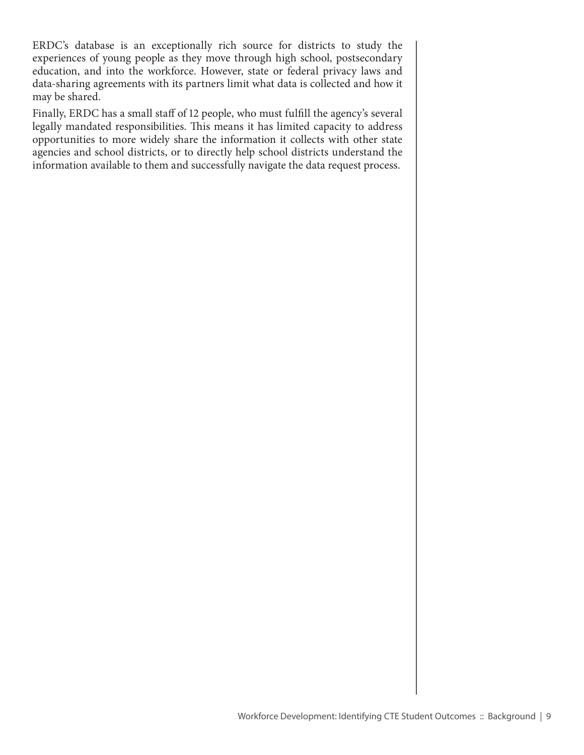ERDC's database is an exceptionally rich source for districts to study the experiences of young people as they move through high school, postsecondary education, and into the workforce. However, state or federal privacy laws and data-sharing agreements with its partners limit what data is collected and how it may be shared.

Finally, ERDC has a small staff of 12 people, who must fulfill the agency's several legally mandated responsibilities. This means it has limited capacity to address opportunities to more widely share the information it collects with other state agencies and school districts, or to directly help school districts understand the information available to them and successfully navigate the data request process.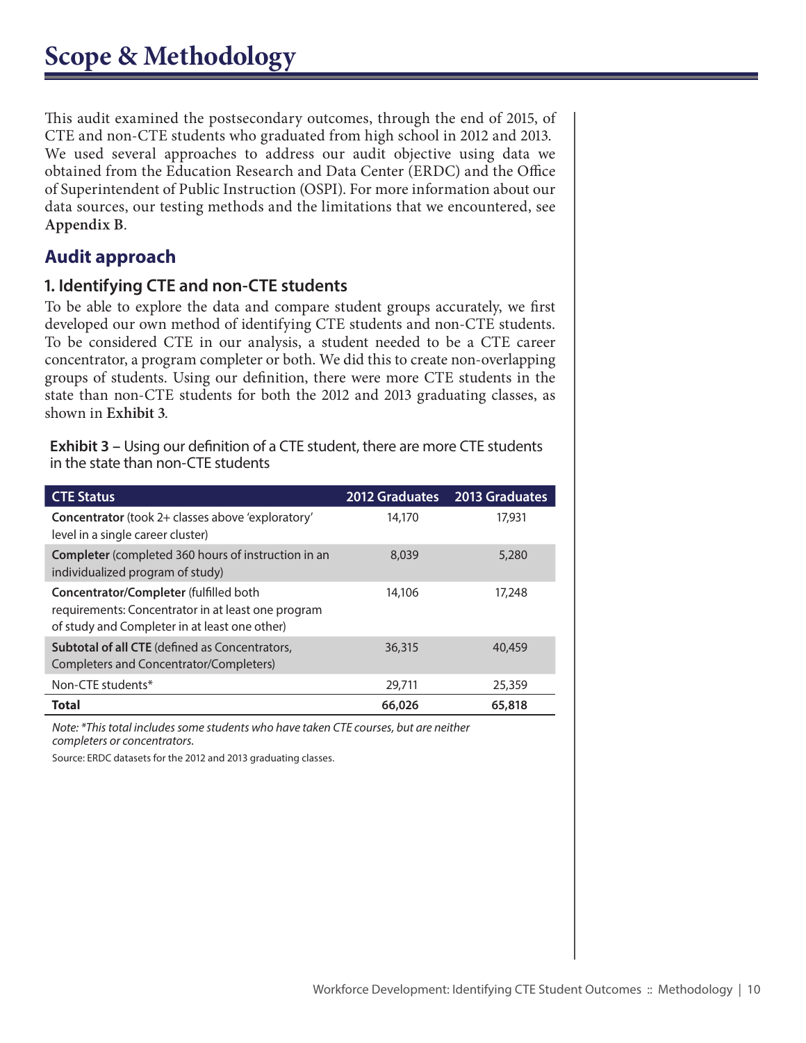# Scope & Methodology

This audit examined the postsecondary outcomes, through the end of 2015, of CTE and non-CTE students who graduated from high school in 2012 and 2013. We used several approaches to address our audit objective using data we obtained from the Education Research and Data Center (ERDC) and the Office of Superintendent of Public Instruction (OSPI). For more information about our data sources, our testing methods and the limitations that we encountered, see **Appendix B**.

## Audit approach

### 1. Identifying CTE and non-CTE students

To be able to explore the data and compare student groups accurately, we first developed our own method of identifying CTE students and non-CTE students. To be considered CTE in our analysis, a student needed to be a CTE career concentrator, a program completer or both. We did this to create non-overlapping groups of students. Using our definition, there were more CTE students in the state than non-CTE students for both the 2012 and 2013 graduating classes, as shown in **Exhibit 3**.

**Exhibit 3** – Using our definition of a CTE student, there are more CTE students in the state than non-CTE students

| CTE Status | 2012 Graduates | 2013 Graduates |
|---|---|---|
| **Concentrator** (took 2+ classes above 'exploratory' level in a single career cluster) | 14,170 | 17,931 |
| **Completer** (completed 360 hours of instruction in an individualized program of study) | 8,039 | 5,280 |
| **Concentrator/Completer** (fulfilled both requirements: Concentrator in at least one program of study and Completer in at least one other) | 14,106 | 17,248 |
| **Subtotal of all CTE** (defined as Concentrators, Completers and Concentrator/Completers) | 36,315 | 40,459 |
| Non-CTE students* | 29,711 | 25,359 |
| **Total** | **66,026** | **65,818** |

*Note: *This total includes some students who have taken CTE courses, but are neither completers or concentrators.*

Source: ERDC datasets for the 2012 and 2013 graduating classes.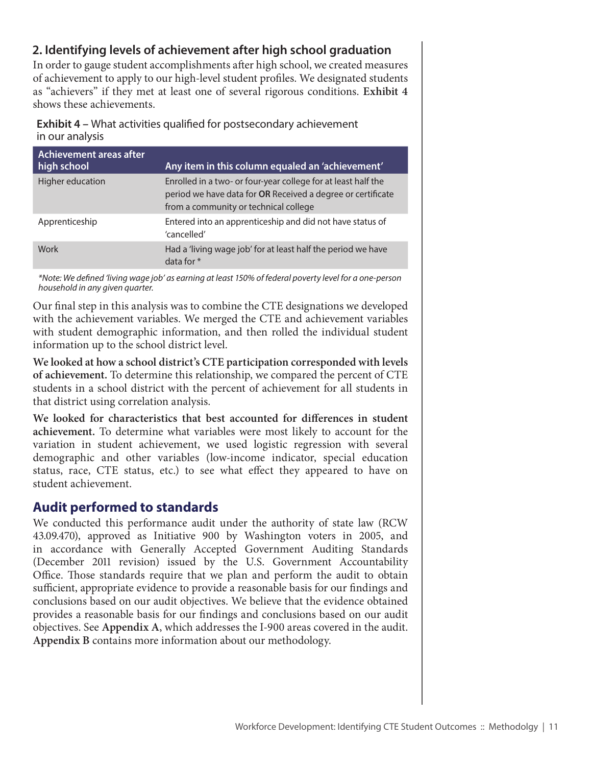## 2. Identifying levels of achievement after high school graduation

In order to gauge student accomplishments after high school, we created measures of achievement to apply to our high-level student profiles. We designated students as "achievers" if they met at least one of several rigorous conditions. **Exhibit 4** shows these achievements.

**Exhibit 4** – What activities qualified for postsecondary achievement in our analysis

| Achievement areas after high school | Any item in this column equaled an 'achievement' |
|---|---|
| Higher education | Enrolled in a two- or four-year college for at least half the period we have data for **OR** Received a degree or certificate from a community or technical college |
| Apprenticeship | Entered into an apprenticeship and did not have status of 'cancelled' |
| Work | Had a 'living wage job' for at least half the period we have data for * |

*\*Note: We defined 'living wage job' as earning at least 150% of federal poverty level for a one-person household in any given quarter.*

Our final step in this analysis was to combine the CTE designations we developed with the achievement variables. We merged the CTE and achievement variables with student demographic information, and then rolled the individual student information up to the school district level.

**We looked at how a school district's CTE participation corresponded with levels of achievement.** To determine this relationship, we compared the percent of CTE students in a school district with the percent of achievement for all students in that district using correlation analysis.

**We looked for characteristics that best accounted for differences in student achievement.** To determine what variables were most likely to account for the variation in student achievement, we used logistic regression with several demographic and other variables (low-income indicator, special education status, race, CTE status, etc.) to see what effect they appeared to have on student achievement.

## Audit performed to standards

We conducted this performance audit under the authority of state law (RCW 43.09.470), approved as Initiative 900 by Washington voters in 2005, and in accordance with Generally Accepted Government Auditing Standards (December 2011 revision) issued by the U.S. Government Accountability Office. Those standards require that we plan and perform the audit to obtain sufficient, appropriate evidence to provide a reasonable basis for our findings and conclusions based on our audit objectives. We believe that the evidence obtained provides a reasonable basis for our findings and conclusions based on our audit objectives. See **Appendix A**, which addresses the I-900 areas covered in the audit. **Appendix B** contains more information about our methodology.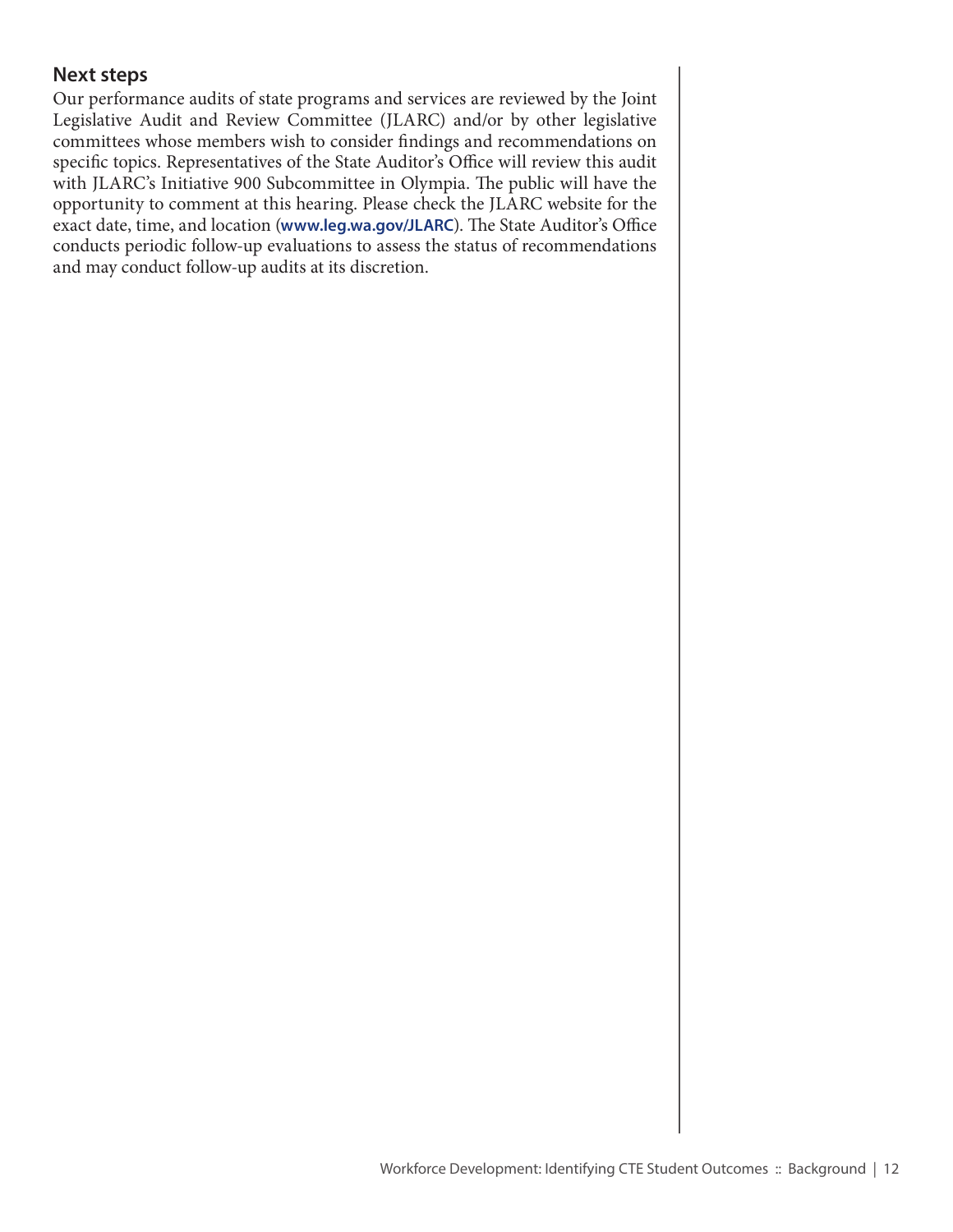## Next steps

Our performance audits of state programs and services are reviewed by the Joint Legislative Audit and Review Committee (JLARC) and/or by other legislative committees whose members wish to consider findings and recommendations on specific topics. Representatives of the State Auditor's Office will review this audit with JLARC's Initiative 900 Subcommittee in Olympia. The public will have the opportunity to comment at this hearing. Please check the JLARC website for the exact date, time, and location (**www.leg.wa.gov/JLARC**). The State Auditor's Office conducts periodic follow-up evaluations to assess the status of recommendations and may conduct follow-up audits at its discretion.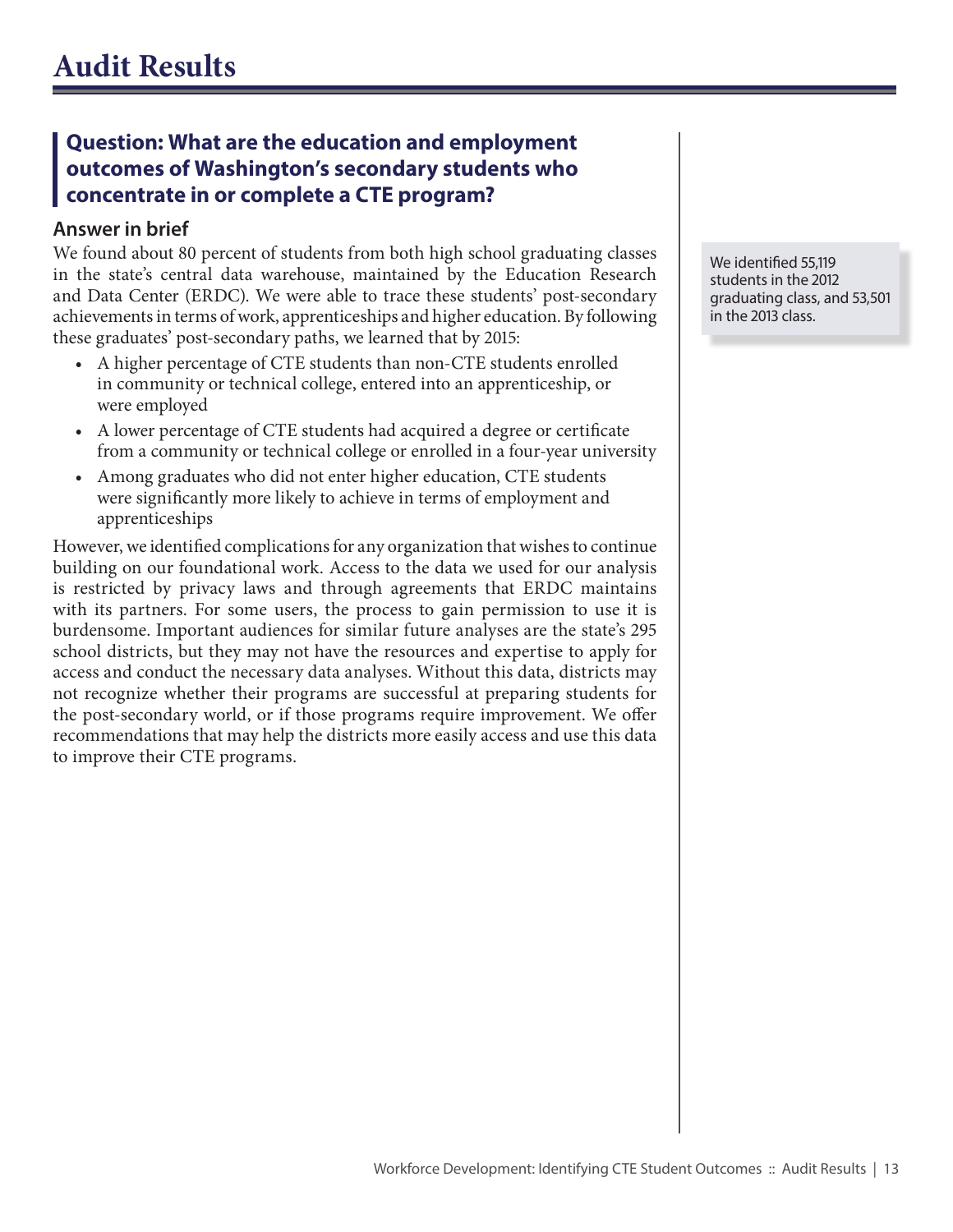# Audit Results

## Question: What are the education and employment outcomes of Washington's secondary students who concentrate in or complete a CTE program?

### Answer in brief

We found about 80 percent of students from both high school graduating classes in the state's central data warehouse, maintained by the Education Research and Data Center (ERDC). We were able to trace these students' post-secondary achievements in terms of work, apprenticeships and higher education. By following these graduates' post-secondary paths, we learned that by 2015:

- A higher percentage of CTE students than non-CTE students enrolled in community or technical college, entered into an apprenticeship, or were employed
- A lower percentage of CTE students had acquired a degree or certificate from a community or technical college or enrolled in a four-year university
- Among graduates who did not enter higher education, CTE students were significantly more likely to achieve in terms of employment and apprenticeships

We identified 55,119 students in the 2012 graduating class, and 53,501 in the 2013 class.

However, we identified complications for any organization that wishes to continue building on our foundational work. Access to the data we used for our analysis is restricted by privacy laws and through agreements that ERDC maintains with its partners. For some users, the process to gain permission to use it is burdensome. Important audiences for similar future analyses are the state's 295 school districts, but they may not have the resources and expertise to apply for access and conduct the necessary data analyses. Without this data, districts may not recognize whether their programs are successful at preparing students for the post-secondary world, or if those programs require improvement. We offer recommendations that may help the districts more easily access and use this data to improve their CTE programs.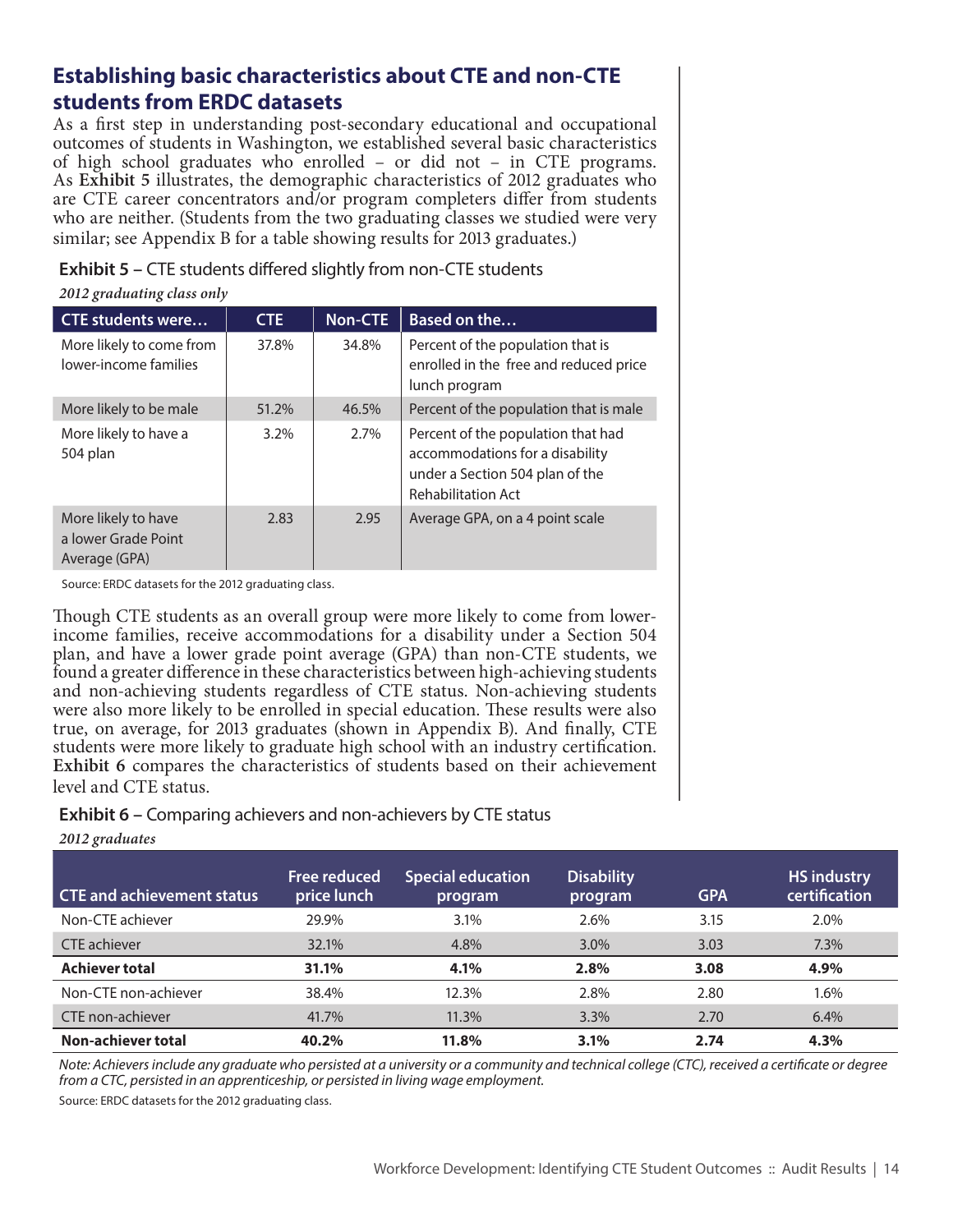## Establishing basic characteristics about CTE and non-CTE students from ERDC datasets

As a first step in understanding post-secondary educational and occupational outcomes of students in Washington, we established several basic characteristics of high school graduates who enrolled – or did not – in CTE programs. As **Exhibit 5** illustrates, the demographic characteristics of 2012 graduates who are CTE career concentrators and/or program completers differ from students who are neither. (Students from the two graduating classes we studied were very similar; see Appendix B for a table showing results for 2013 graduates.)

**Exhibit 5 –** CTE students differed slightly from non-CTE students

*2012 graduating class only*

| CTE students were… | CTE | Non-CTE | Based on the… |
|---|---|---|---|
| More likely to come from lower-income families | 37.8% | 34.8% | Percent of the population that is enrolled in the free and reduced price lunch program |
| More likely to be male | 51.2% | 46.5% | Percent of the population that is male |
| More likely to have a 504 plan | 3.2% | 2.7% | Percent of the population that had accommodations for a disability under a Section 504 plan of the Rehabilitation Act |
| More likely to have a lower Grade Point Average (GPA) | 2.83 | 2.95 | Average GPA, on a 4 point scale |

Source: ERDC datasets for the 2012 graduating class.

Though CTE students as an overall group were more likely to come from lower-income families, receive accommodations for a disability under a Section 504 plan, and have a lower grade point average (GPA) than non-CTE students, we found a greater difference in these characteristics between high-achieving students and non-achieving students regardless of CTE status. Non-achieving students were also more likely to be enrolled in special education. These results were also true, on average, for 2013 graduates (shown in Appendix B). And finally, CTE students were more likely to graduate high school with an industry certification. **Exhibit 6** compares the characteristics of students based on their achievement level and CTE status.

**Exhibit 6 –** Comparing achievers and non-achievers by CTE status

*2012 graduates*

| CTE and achievement status | Free reduced price lunch | Special education program | Disability program | GPA | HS industry certification |
|---|---|---|---|---|---|
| Non-CTE achiever | 29.9% | 3.1% | 2.6% | 3.15 | 2.0% |
| CTE achiever | 32.1% | 4.8% | 3.0% | 3.03 | 7.3% |
| **Achiever total** | **31.1%** | **4.1%** | **2.8%** | **3.08** | **4.9%** |
| Non-CTE non-achiever | 38.4% | 12.3% | 2.8% | 2.80 | 1.6% |
| CTE non-achiever | 41.7% | 11.3% | 3.3% | 2.70 | 6.4% |
| **Non-achiever total** | **40.2%** | **11.8%** | **3.1%** | **2.74** | **4.3%** |

*Note: Achievers include any graduate who persisted at a university or a community and technical college (CTC), received a certificate or degree from a CTC, persisted in an apprenticeship, or persisted in living wage employment.*

Source: ERDC datasets for the 2012 graduating class.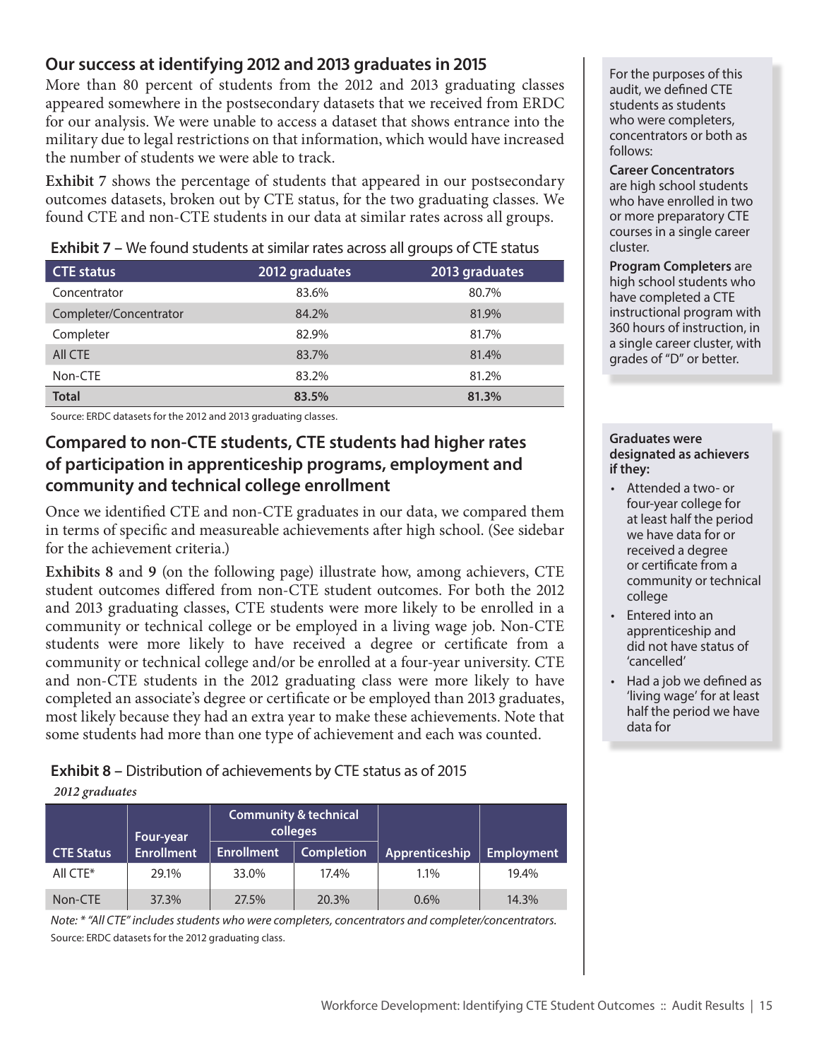## Our success at identifying 2012 and 2013 graduates in 2015

More than 80 percent of students from the 2012 and 2013 graduating classes appeared somewhere in the postsecondary datasets that we received from ERDC for our analysis. We were unable to access a dataset that shows entrance into the military due to legal restrictions on that information, which would have increased the number of students we were able to track.

**Exhibit 7** shows the percentage of students that appeared in our postsecondary outcomes datasets, broken out by CTE status, for the two graduating classes. We found CTE and non-CTE students in our data at similar rates across all groups.

**Exhibit 7 –** We found students at similar rates across all groups of CTE status

| CTE status | 2012 graduates | 2013 graduates |
|---|---|---|
| Concentrator | 83.6% | 80.7% |
| Completer/Concentrator | 84.2% | 81.9% |
| Completer | 82.9% | 81.7% |
| All CTE | 83.7% | 81.4% |
| Non-CTE | 83.2% | 81.2% |
| **Total** | **83.5%** | **81.3%** |

Source: ERDC datasets for the 2012 and 2013 graduating classes.

For the purposes of this audit, we defined CTE students as students who were completers, concentrators or both as follows:

**Career Concentrators** are high school students who have enrolled in two or more preparatory CTE courses in a single career cluster.

**Program Completers** are high school students who have completed a CTE instructional program with 360 hours of instruction, in a single career cluster, with grades of "D" or better.

## Compared to non-CTE students, CTE students had higher rates of participation in apprenticeship programs, employment and community and technical college enrollment

Once we identified CTE and non-CTE graduates in our data, we compared them in terms of specific and measureable achievements after high school. (See sidebar for the achievement criteria.)

**Exhibits 8** and **9** (on the following page) illustrate how, among achievers, CTE student outcomes differed from non-CTE student outcomes. For both the 2012 and 2013 graduating classes, CTE students were more likely to be enrolled in a community or technical college or be employed in a living wage job. Non-CTE students were more likely to have received a degree or certificate from a community or technical college and/or be enrolled at a four-year university. CTE and non-CTE students in the 2012 graduating class were more likely to have completed an associate's degree or certificate or be employed than 2013 graduates, most likely because they had an extra year to make these achievements. Note that some students had more than one type of achievement and each was counted.

**Graduates were designated as achievers if they:**

- Attended a two- or four-year college for at least half the period we have data for or received a degree or certificate from a community or technical college
- Entered into an apprenticeship and did not have status of 'cancelled'
- Had a job we defined as 'living wage' for at least half the period we have data for

**Exhibit 8 –** Distribution of achievements by CTE status as of 2015

*2012 graduates*

| CTE Status | Four-year Enrollment | Community & technical colleges | | Apprenticeship | Employment |
|---|---|---|---|---|---|
| | | Enrollment | Completion | | |
| All CTE* | 29.1% | 33.0% | 17.4% | 1.1% | 19.4% |
| Non-CTE | 37.3% | 27.5% | 20.3% | 0.6% | 14.3% |

*Note: * "All CTE" includes students who were completers, concentrators and completer/concentrators.*

Source: ERDC datasets for the 2012 graduating class.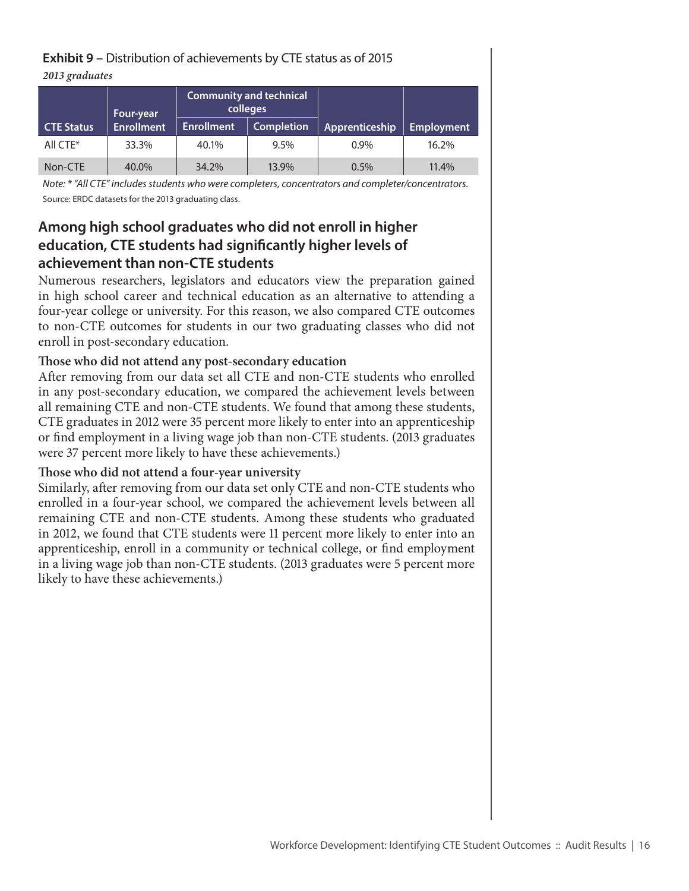**Exhibit 9** – Distribution of achievements by CTE status as of 2015

*2013 graduates*

| CTE Status | Four-year Enrollment | Community and technical colleges | | Apprenticeship | Employment |
|---|---|---|---|---|---|
| | | Enrollment | Completion | | |
| All CTE* | 33.3% | 40.1% | 9.5% | 0.9% | 16.2% |
| Non-CTE | 40.0% | 34.2% | 13.9% | 0.5% | 11.4% |

*Note: * "All CTE" includes students who were completers, concentrators and completer/concentrators.*

Source: ERDC datasets for the 2013 graduating class.

## Among high school graduates who did not enroll in higher education, CTE students had significantly higher levels of achievement than non-CTE students

Numerous researchers, legislators and educators view the preparation gained in high school career and technical education as an alternative to attending a four-year college or university. For this reason, we also compared CTE outcomes to non-CTE outcomes for students in our two graduating classes who did not enroll in post-secondary education.

### Those who did not attend any post-secondary education

After removing from our data set all CTE and non-CTE students who enrolled in any post-secondary education, we compared the achievement levels between all remaining CTE and non-CTE students. We found that among these students, CTE graduates in 2012 were 35 percent more likely to enter into an apprenticeship or find employment in a living wage job than non-CTE students. (2013 graduates were 37 percent more likely to have these achievements.)

### Those who did not attend a four-year university

Similarly, after removing from our data set only CTE and non-CTE students who enrolled in a four-year school, we compared the achievement levels between all remaining CTE and non-CTE students. Among these students who graduated in 2012, we found that CTE students were 11 percent more likely to enter into an apprenticeship, enroll in a community or technical college, or find employment in a living wage job than non-CTE students. (2013 graduates were 5 percent more likely to have these achievements.)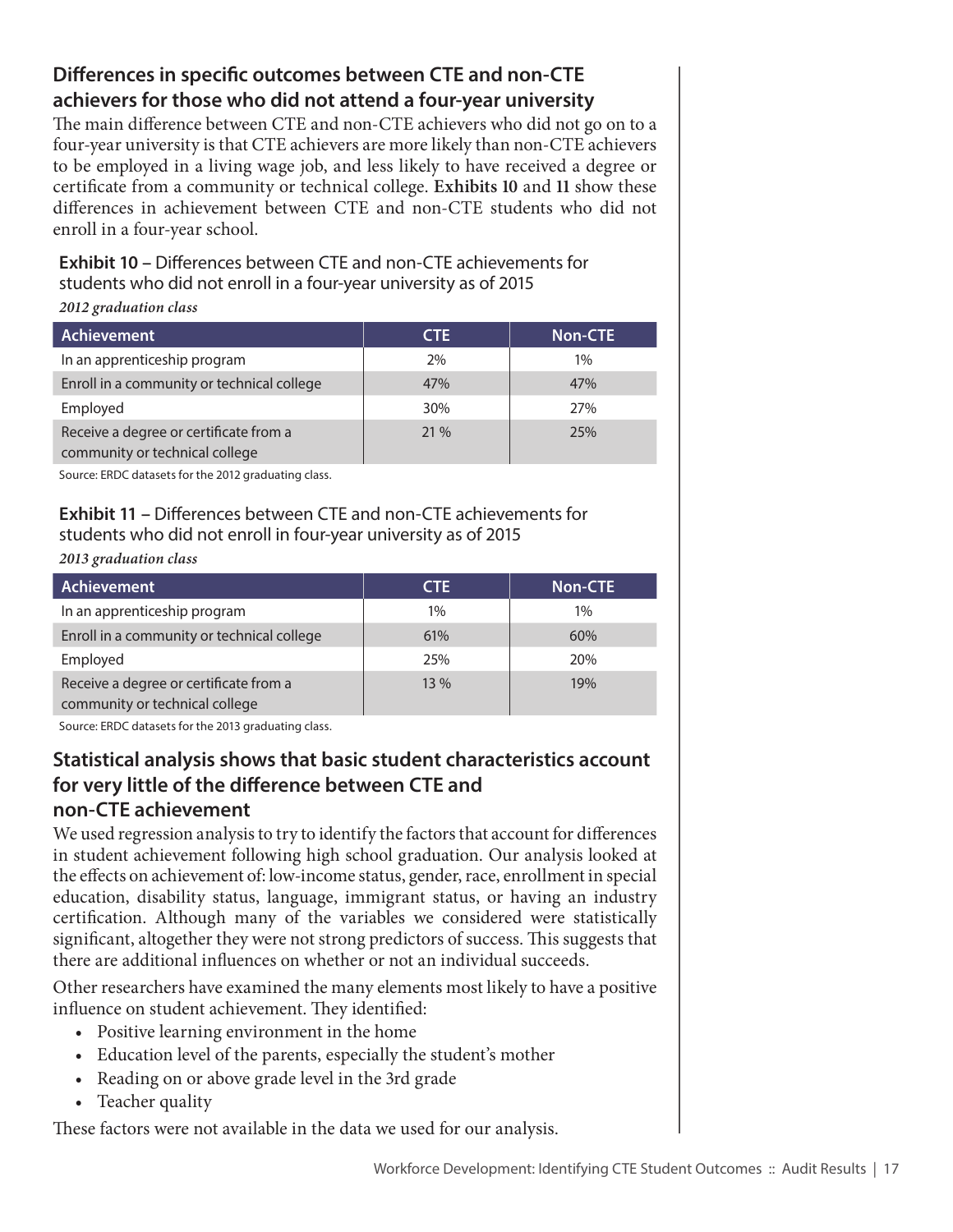## Differences in specific outcomes between CTE and non-CTE achievers for those who did not attend a four-year university

The main difference between CTE and non-CTE achievers who did not go on to a four-year university is that CTE achievers are more likely than non-CTE achievers to be employed in a living wage job, and less likely to have received a degree or certificate from a community or technical college. **Exhibits 10** and **11** show these differences in achievement between CTE and non-CTE students who did not enroll in a four-year school.

**Exhibit 10** – Differences between CTE and non-CTE achievements for students who did not enroll in a four-year university as of 2015

*2012 graduation class*

| Achievement | CTE | Non-CTE |
|---|---|---|
| In an apprenticeship program | 2% | 1% |
| Enroll in a community or technical college | 47% | 47% |
| Employed | 30% | 27% |
| Receive a degree or certificate from a community or technical college | 21 % | 25% |

Source: ERDC datasets for the 2012 graduating class.

**Exhibit 11** – Differences between CTE and non-CTE achievements for students who did not enroll in four-year university as of 2015

*2013 graduation class*

| Achievement | CTE | Non-CTE |
|---|---|---|
| In an apprenticeship program | 1% | 1% |
| Enroll in a community or technical college | 61% | 60% |
| Employed | 25% | 20% |
| Receive a degree or certificate from a community or technical college | 13 % | 19% |

Source: ERDC datasets for the 2013 graduating class.

## Statistical analysis shows that basic student characteristics account for very little of the difference between CTE and non-CTE achievement

We used regression analysis to try to identify the factors that account for differences in student achievement following high school graduation. Our analysis looked at the effects on achievement of: low-income status, gender, race, enrollment in special education, disability status, language, immigrant status, or having an industry certification. Although many of the variables we considered were statistically significant, altogether they were not strong predictors of success. This suggests that there are additional influences on whether or not an individual succeeds.

Other researchers have examined the many elements most likely to have a positive influence on student achievement. They identified:

- Positive learning environment in the home
- Education level of the parents, especially the student's mother
- Reading on or above grade level in the 3rd grade
- Teacher quality

These factors were not available in the data we used for our analysis.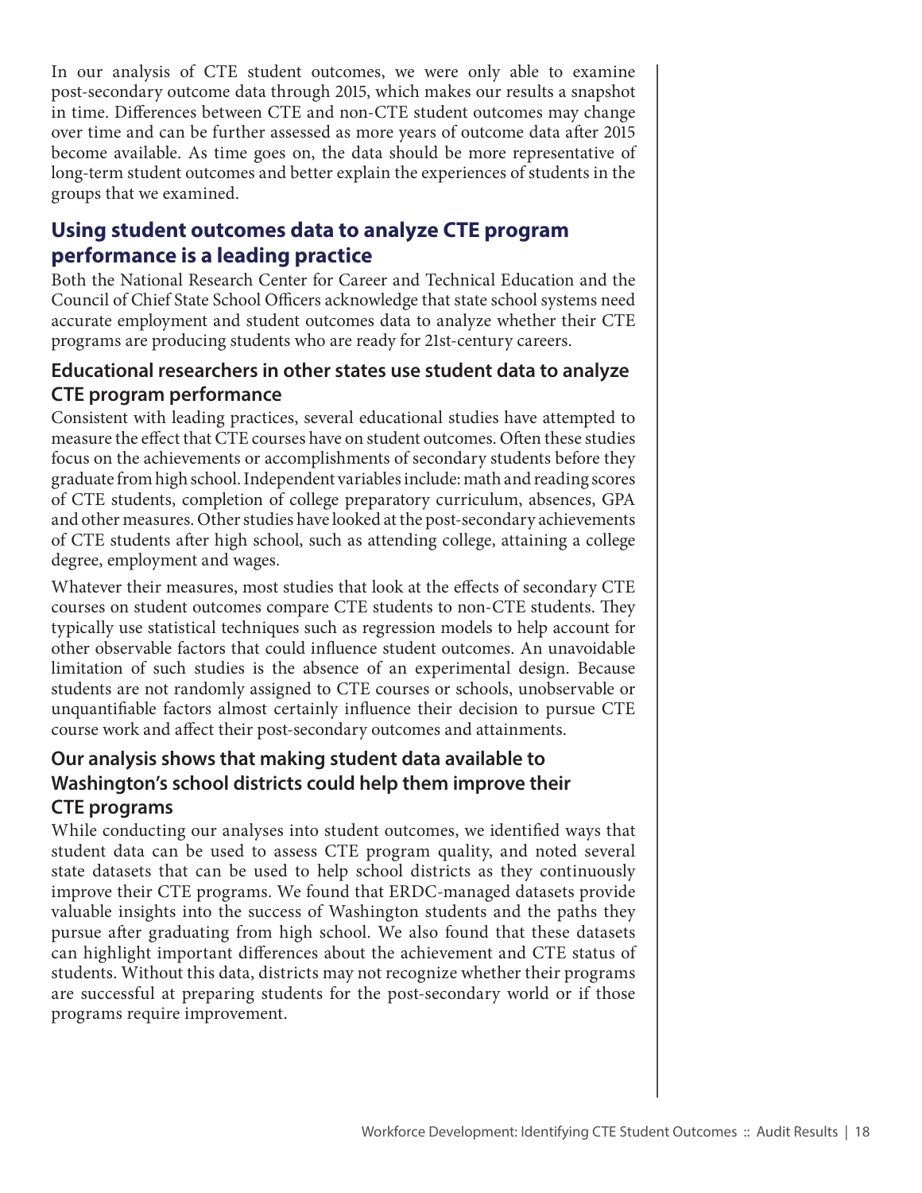In our analysis of CTE student outcomes, we were only able to examine post-secondary outcome data through 2015, which makes our results a snapshot in time. Differences between CTE and non-CTE student outcomes may change over time and can be further assessed as more years of outcome data after 2015 become available. As time goes on, the data should be more representative of long-term student outcomes and better explain the experiences of students in the groups that we examined.

## Using student outcomes data to analyze CTE program performance is a leading practice

Both the National Research Center for Career and Technical Education and the Council of Chief State School Officers acknowledge that state school systems need accurate employment and student outcomes data to analyze whether their CTE programs are producing students who are ready for 21st-century careers.

### Educational researchers in other states use student data to analyze CTE program performance

Consistent with leading practices, several educational studies have attempted to measure the effect that CTE courses have on student outcomes. Often these studies focus on the achievements or accomplishments of secondary students before they graduate from high school. Independent variables include: math and reading scores of CTE students, completion of college preparatory curriculum, absences, GPA and other measures. Other studies have looked at the post-secondary achievements of CTE students after high school, such as attending college, attaining a college degree, employment and wages.

Whatever their measures, most studies that look at the effects of secondary CTE courses on student outcomes compare CTE students to non-CTE students. They typically use statistical techniques such as regression models to help account for other observable factors that could influence student outcomes. An unavoidable limitation of such studies is the absence of an experimental design. Because students are not randomly assigned to CTE courses or schools, unobservable or unquantifiable factors almost certainly influence their decision to pursue CTE course work and affect their post-secondary outcomes and attainments.

### Our analysis shows that making student data available to Washington's school districts could help them improve their CTE programs

While conducting our analyses into student outcomes, we identified ways that student data can be used to assess CTE program quality, and noted several state datasets that can be used to help school districts as they continuously improve their CTE programs. We found that ERDC-managed datasets provide valuable insights into the success of Washington students and the paths they pursue after graduating from high school. We also found that these datasets can highlight important differences about the achievement and CTE status of students. Without this data, districts may not recognize whether their programs are successful at preparing students for the post-secondary world or if those programs require improvement.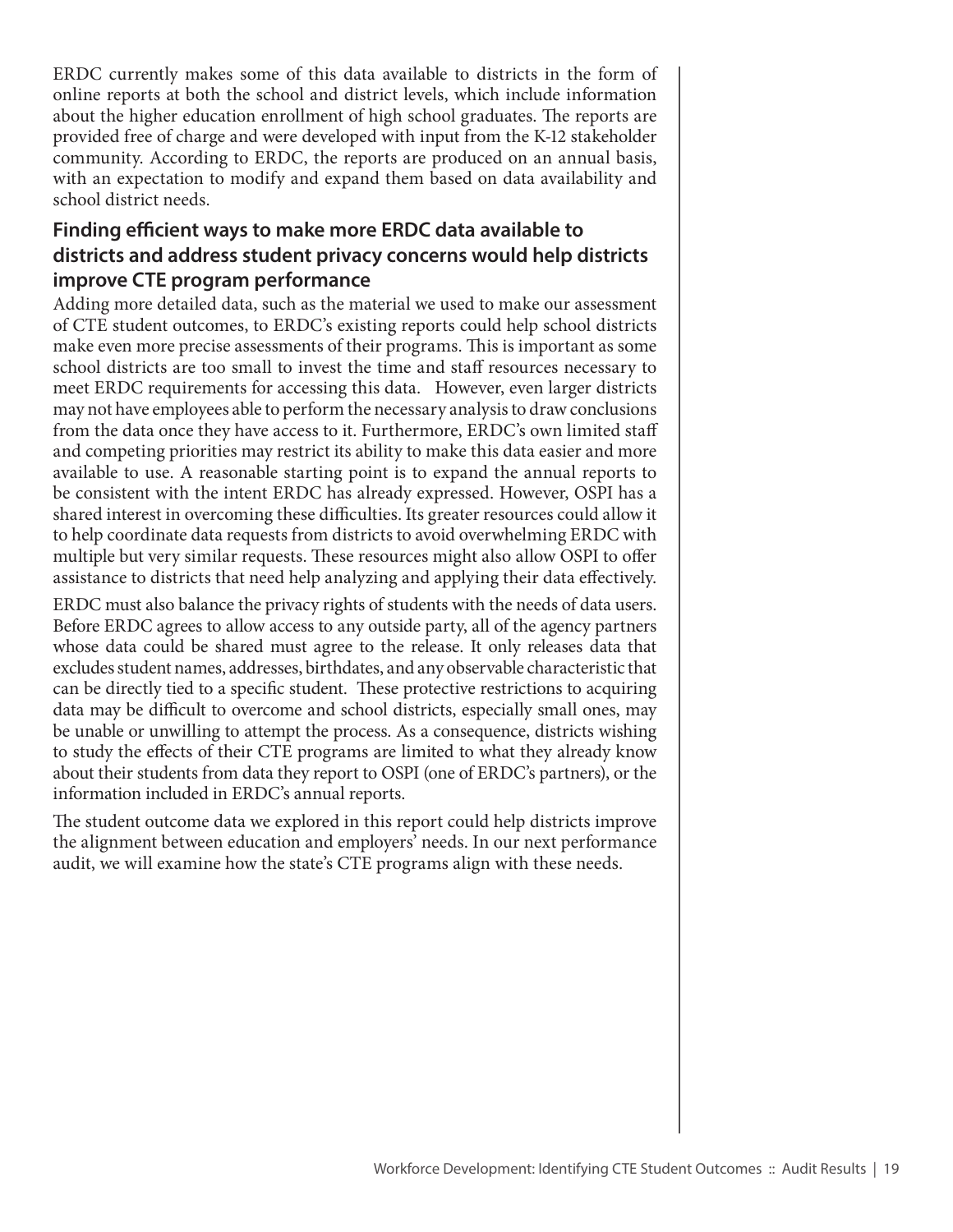ERDC currently makes some of this data available to districts in the form of online reports at both the school and district levels, which include information about the higher education enrollment of high school graduates. The reports are provided free of charge and were developed with input from the K-12 stakeholder community. According to ERDC, the reports are produced on an annual basis, with an expectation to modify and expand them based on data availability and school district needs.

## Finding efficient ways to make more ERDC data available to districts and address student privacy concerns would help districts improve CTE program performance

Adding more detailed data, such as the material we used to make our assessment of CTE student outcomes, to ERDC's existing reports could help school districts make even more precise assessments of their programs. This is important as some school districts are too small to invest the time and staff resources necessary to meet ERDC requirements for accessing this data. However, even larger districts may not have employees able to perform the necessary analysis to draw conclusions from the data once they have access to it. Furthermore, ERDC's own limited staff and competing priorities may restrict its ability to make this data easier and more available to use. A reasonable starting point is to expand the annual reports to be consistent with the intent ERDC has already expressed. However, OSPI has a shared interest in overcoming these difficulties. Its greater resources could allow it to help coordinate data requests from districts to avoid overwhelming ERDC with multiple but very similar requests. These resources might also allow OSPI to offer assistance to districts that need help analyzing and applying their data effectively.

ERDC must also balance the privacy rights of students with the needs of data users. Before ERDC agrees to allow access to any outside party, all of the agency partners whose data could be shared must agree to the release. It only releases data that excludes student names, addresses, birthdates, and any observable characteristic that can be directly tied to a specific student. These protective restrictions to acquiring data may be difficult to overcome and school districts, especially small ones, may be unable or unwilling to attempt the process. As a consequence, districts wishing to study the effects of their CTE programs are limited to what they already know about their students from data they report to OSPI (one of ERDC's partners), or the information included in ERDC's annual reports.

The student outcome data we explored in this report could help districts improve the alignment between education and employers' needs. In our next performance audit, we will examine how the state's CTE programs align with these needs.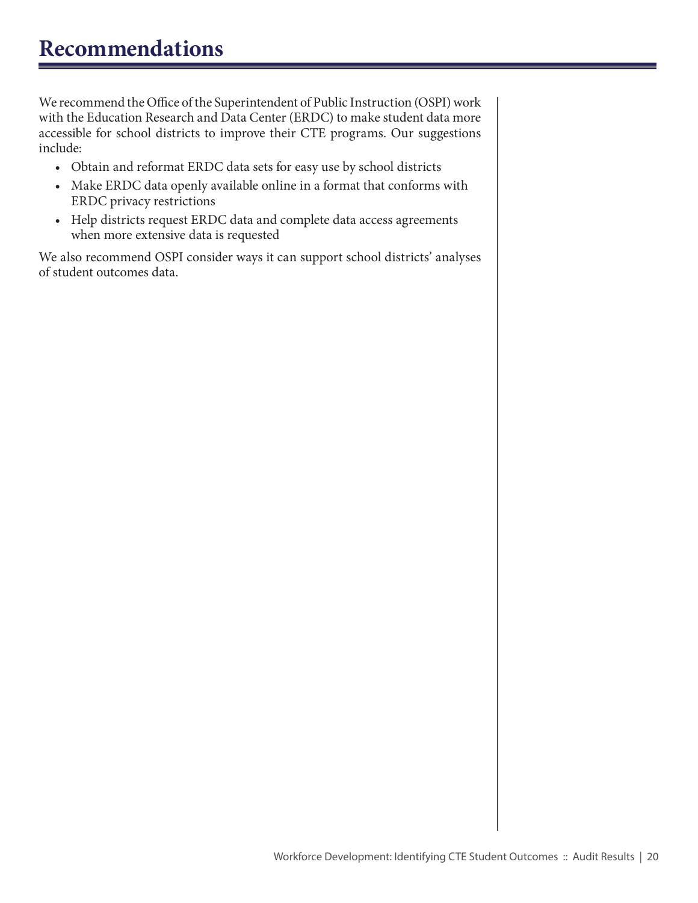# Recommendations

We recommend the Office of the Superintendent of Public Instruction (OSPI) work with the Education Research and Data Center (ERDC) to make student data more accessible for school districts to improve their CTE programs. Our suggestions include:

- Obtain and reformat ERDC data sets for easy use by school districts
- Make ERDC data openly available online in a format that conforms with ERDC privacy restrictions
- Help districts request ERDC data and complete data access agreements when more extensive data is requested

We also recommend OSPI consider ways it can support school districts' analyses of student outcomes data.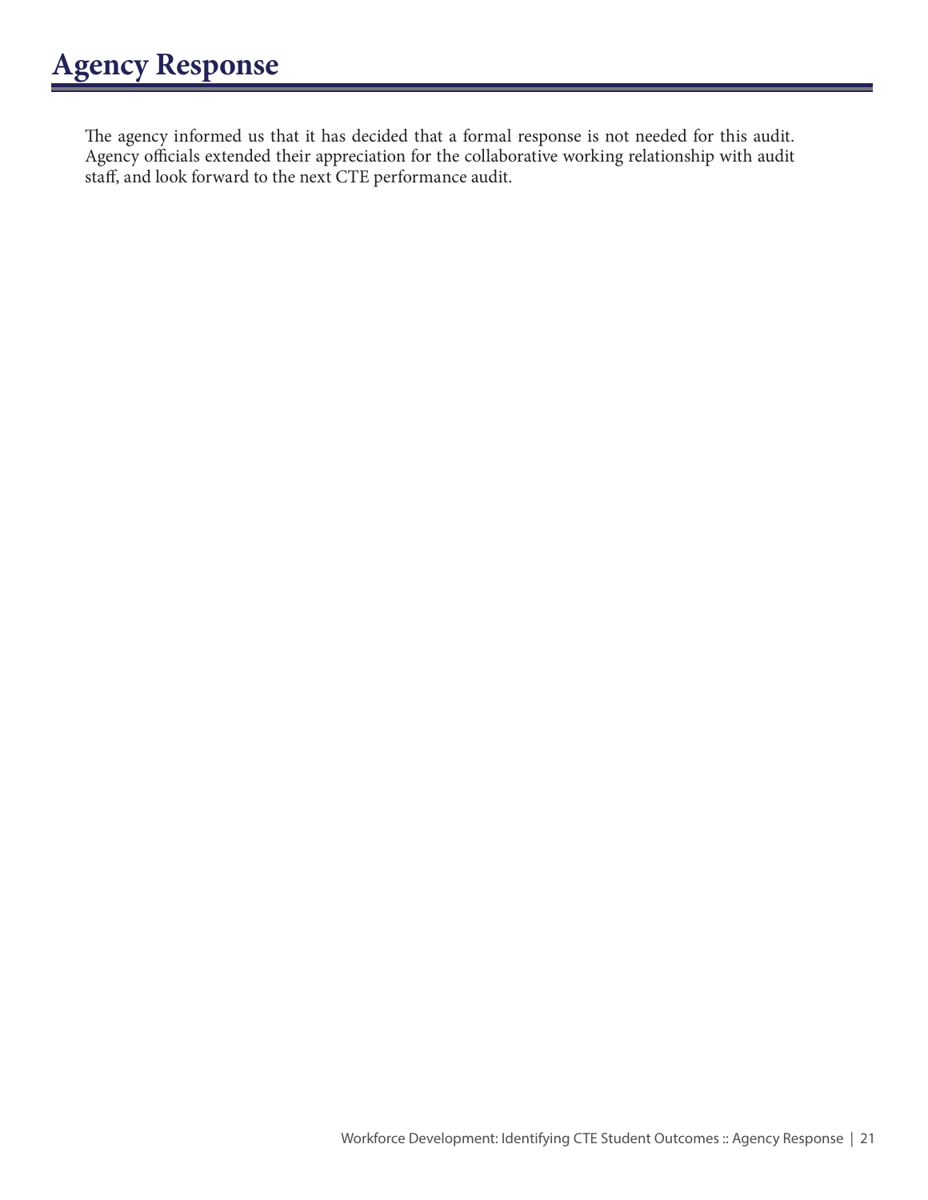# Agency Response

The agency informed us that it has decided that a formal response is not needed for this audit. Agency officials extended their appreciation for the collaborative working relationship with audit staff, and look forward to the next CTE performance audit.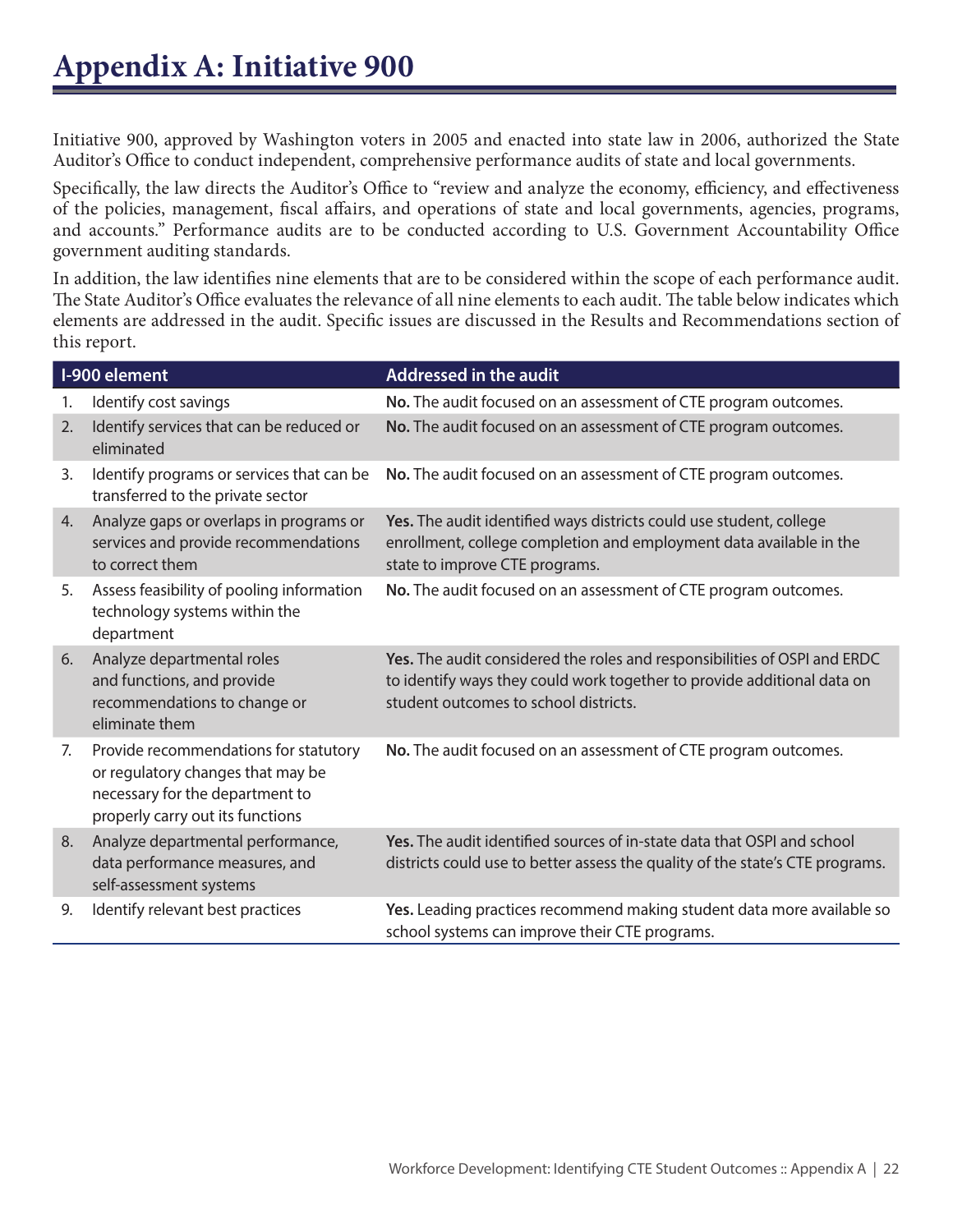# Appendix A: Initiative 900

Initiative 900, approved by Washington voters in 2005 and enacted into state law in 2006, authorized the State Auditor's Office to conduct independent, comprehensive performance audits of state and local governments.

Specifically, the law directs the Auditor's Office to "review and analyze the economy, efficiency, and effectiveness of the policies, management, fiscal affairs, and operations of state and local governments, agencies, programs, and accounts." Performance audits are to be conducted according to U.S. Government Accountability Office government auditing standards.

In addition, the law identifies nine elements that are to be considered within the scope of each performance audit. The State Auditor's Office evaluates the relevance of all nine elements to each audit. The table below indicates which elements are addressed in the audit. Specific issues are discussed in the Results and Recommendations section of this report.

| | I-900 element | Addressed in the audit |
|---|---|---|
| 1. | Identify cost savings | **No.** The audit focused on an assessment of CTE program outcomes. |
| 2. | Identify services that can be reduced or eliminated | **No.** The audit focused on an assessment of CTE program outcomes. |
| 3. | Identify programs or services that can be transferred to the private sector | **No.** The audit focused on an assessment of CTE program outcomes. |
| 4. | Analyze gaps or overlaps in programs or services and provide recommendations to correct them | **Yes.** The audit identified ways districts could use student, college enrollment, college completion and employment data available in the state to improve CTE programs. |
| 5. | Assess feasibility of pooling information technology systems within the department | **No.** The audit focused on an assessment of CTE program outcomes. |
| 6. | Analyze departmental roles and functions, and provide recommendations to change or eliminate them | **Yes.** The audit considered the roles and responsibilities of OSPI and ERDC to identify ways they could work together to provide additional data on student outcomes to school districts. |
| 7. | Provide recommendations for statutory or regulatory changes that may be necessary for the department to properly carry out its functions | **No.** The audit focused on an assessment of CTE program outcomes. |
| 8. | Analyze departmental performance, data performance measures, and self-assessment systems | **Yes.** The audit identified sources of in-state data that OSPI and school districts could use to better assess the quality of the state's CTE programs. |
| 9. | Identify relevant best practices | **Yes.** Leading practices recommend making student data more available so school systems can improve their CTE programs. |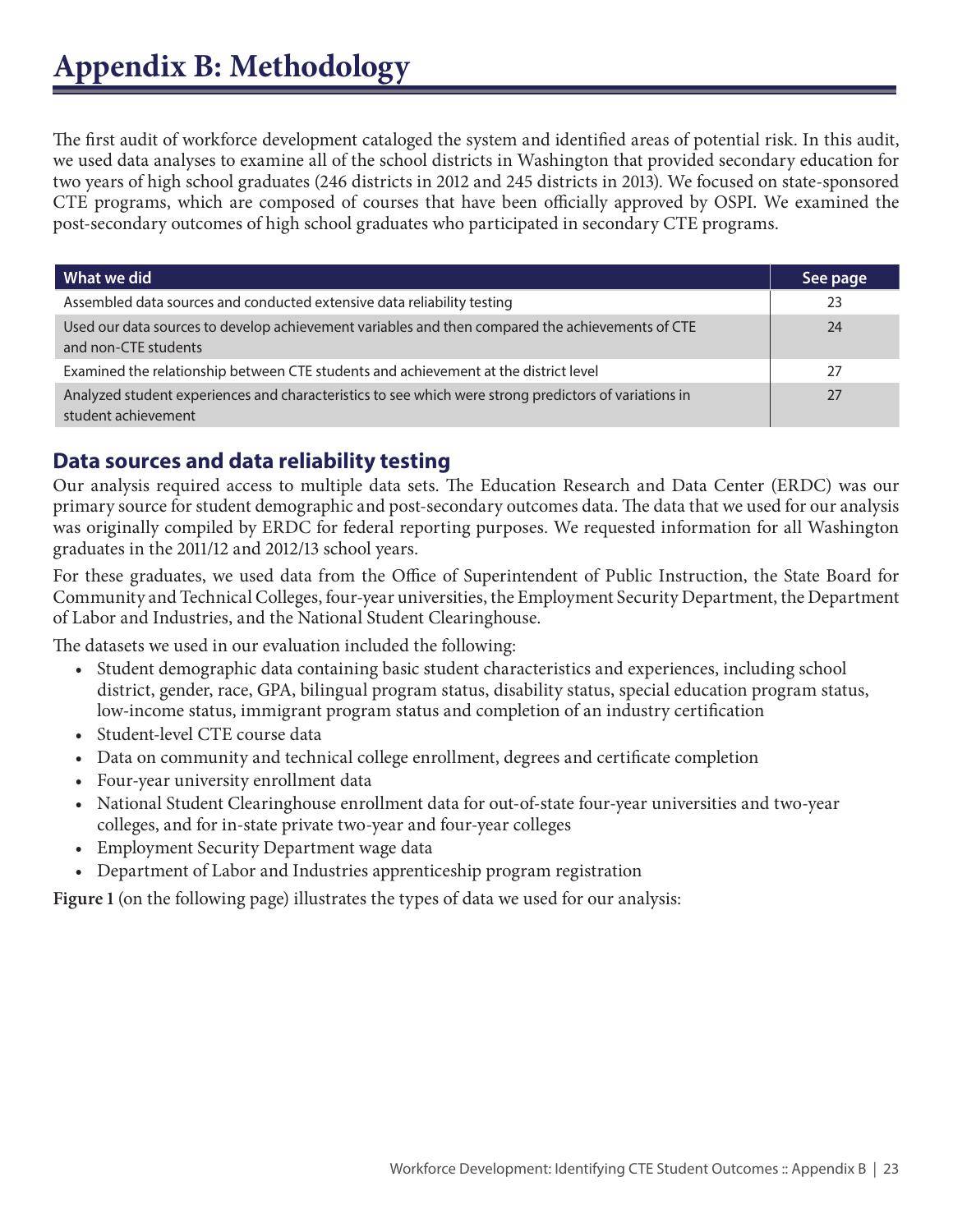# Appendix B: Methodology

The first audit of workforce development cataloged the system and identified areas of potential risk. In this audit, we used data analyses to examine all of the school districts in Washington that provided secondary education for two years of high school graduates (246 districts in 2012 and 245 districts in 2013). We focused on state-sponsored CTE programs, which are composed of courses that have been officially approved by OSPI. We examined the post-secondary outcomes of high school graduates who participated in secondary CTE programs.

| What we did | See page |
|---|---|
| Assembled data sources and conducted extensive data reliability testing | 23 |
| Used our data sources to develop achievement variables and then compared the achievements of CTE and non-CTE students | 24 |
| Examined the relationship between CTE students and achievement at the district level | 27 |
| Analyzed student experiences and characteristics to see which were strong predictors of variations in student achievement | 27 |

## Data sources and data reliability testing

Our analysis required access to multiple data sets. The Education Research and Data Center (ERDC) was our primary source for student demographic and post-secondary outcomes data. The data that we used for our analysis was originally compiled by ERDC for federal reporting purposes. We requested information for all Washington graduates in the 2011/12 and 2012/13 school years.

For these graduates, we used data from the Office of Superintendent of Public Instruction, the State Board for Community and Technical Colleges, four-year universities, the Employment Security Department, the Department of Labor and Industries, and the National Student Clearinghouse.

The datasets we used in our evaluation included the following:

- Student demographic data containing basic student characteristics and experiences, including school district, gender, race, GPA, bilingual program status, disability status, special education program status, low-income status, immigrant program status and completion of an industry certification
- Student-level CTE course data
- Data on community and technical college enrollment, degrees and certificate completion
- Four-year university enrollment data
- National Student Clearinghouse enrollment data for out-of-state four-year universities and two-year colleges, and for in-state private two-year and four-year colleges
- Employment Security Department wage data
- Department of Labor and Industries apprenticeship program registration

**Figure 1** (on the following page) illustrates the types of data we used for our analysis: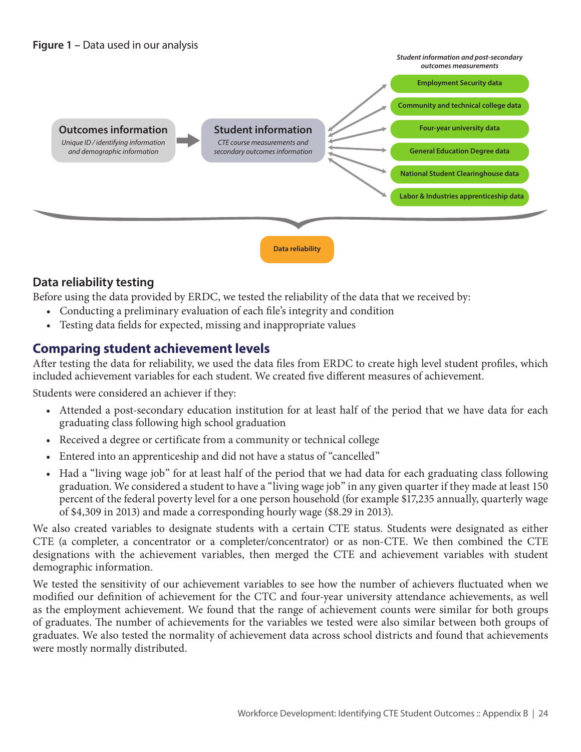**Figure 1** – Data used in our analysis

**Outcomes information**
*Unique ID / identifying information and demographic information*

**Student information**
*CTE course measurements and secondary outcomes information*

*Student information and post-secondary outcomes measurements*

- Employment Security data
- Community and technical college data
- Four-year university data
- General Education Degree data
- National Student Clearinghouse data
- Labor & Industries apprenticeship data

Data reliability

## Data reliability testing

Before using the data provided by ERDC, we tested the reliability of the data that we received by:

- Conducting a preliminary evaluation of each file's integrity and condition
- Testing data fields for expected, missing and inappropriate values

## Comparing student achievement levels

After testing the data for reliability, we used the data files from ERDC to create high level student profiles, which included achievement variables for each student. We created five different measures of achievement.

Students were considered an achiever if they:

- Attended a post-secondary education institution for at least half of the period that we have data for each graduating class following high school graduation
- Received a degree or certificate from a community or technical college
- Entered into an apprenticeship and did not have a status of "cancelled"
- Had a "living wage job" for at least half of the period that we had data for each graduating class following graduation. We considered a student to have a "living wage job" in any given quarter if they made at least 150 percent of the federal poverty level for a one person household (for example $17,235 annually, quarterly wage of $4,309 in 2013) and made a corresponding hourly wage ($8.29 in 2013).

We also created variables to designate students with a certain CTE status. Students were designated as either CTE (a completer, a concentrator or a completer/concentrator) or as non-CTE. We then combined the CTE designations with the achievement variables, then merged the CTE and achievement variables with student demographic information.

We tested the sensitivity of our achievement variables to see how the number of achievers fluctuated when we modified our definition of achievement for the CTC and four-year university attendance achievements, as well as the employment achievement. We found that the range of achievement counts were similar for both groups of graduates. The number of achievements for the variables we tested were also similar between both groups of graduates. We also tested the normality of achievement data across school districts and found that achievements were mostly normally distributed.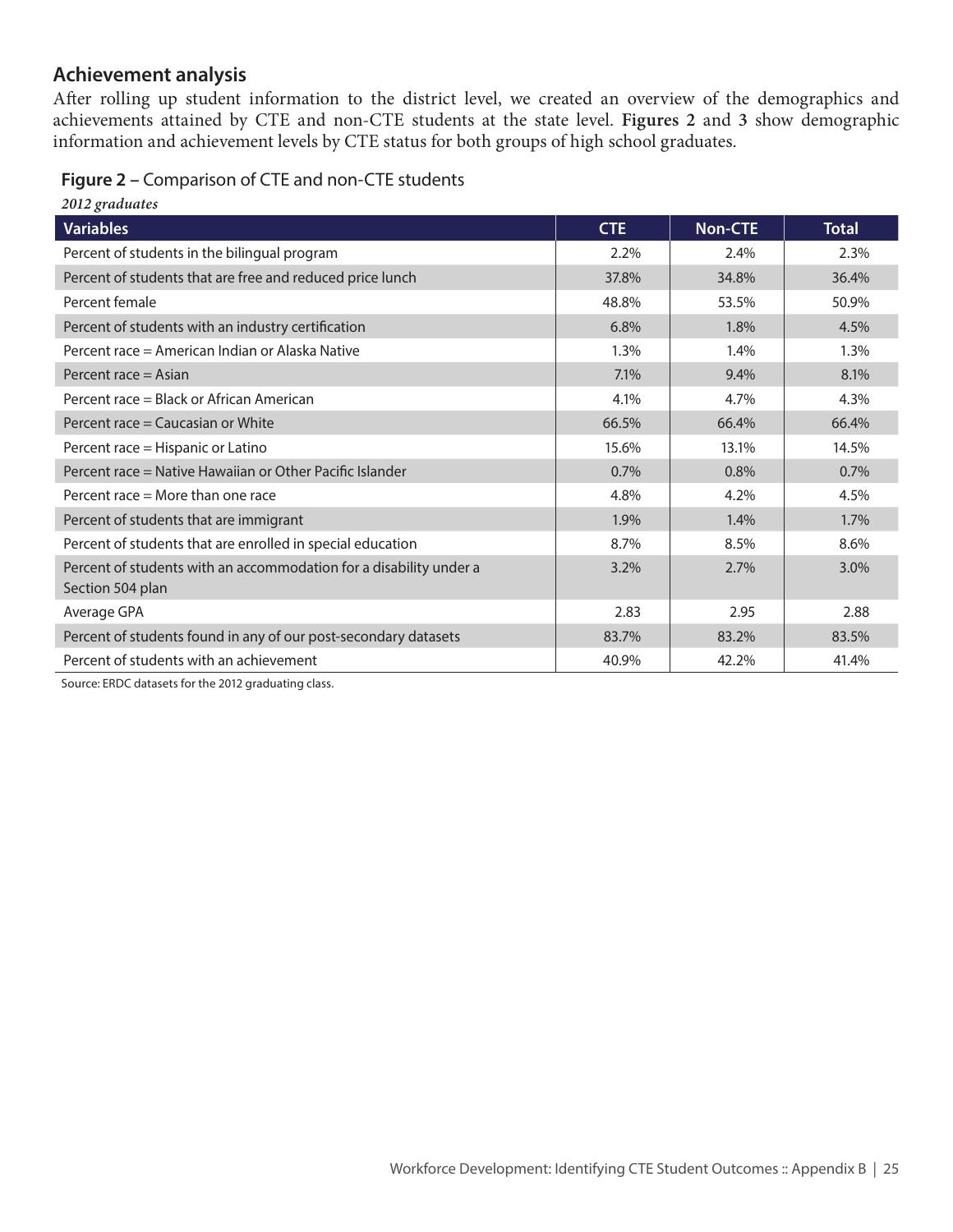## Achievement analysis

After rolling up student information to the district level, we created an overview of the demographics and achievements attained by CTE and non-CTE students at the state level. **Figures 2** and **3** show demographic information and achievement levels by CTE status for both groups of high school graduates.

**Figure 2** – Comparison of CTE and non-CTE students

*2012 graduates*

| Variables | CTE | Non-CTE | Total |
|---|---|---|---|
| Percent of students in the bilingual program | 2.2% | 2.4% | 2.3% |
| Percent of students that are free and reduced price lunch | 37.8% | 34.8% | 36.4% |
| Percent female | 48.8% | 53.5% | 50.9% |
| Percent of students with an industry certification | 6.8% | 1.8% | 4.5% |
| Percent race = American Indian or Alaska Native | 1.3% | 1.4% | 1.3% |
| Percent race = Asian | 7.1% | 9.4% | 8.1% |
| Percent race = Black or African American | 4.1% | 4.7% | 4.3% |
| Percent race = Caucasian or White | 66.5% | 66.4% | 66.4% |
| Percent race = Hispanic or Latino | 15.6% | 13.1% | 14.5% |
| Percent race = Native Hawaiian or Other Pacific Islander | 0.7% | 0.8% | 0.7% |
| Percent race = More than one race | 4.8% | 4.2% | 4.5% |
| Percent of students that are immigrant | 1.9% | 1.4% | 1.7% |
| Percent of students that are enrolled in special education | 8.7% | 8.5% | 8.6% |
| Percent of students with an accommodation for a disability under a Section 504 plan | 3.2% | 2.7% | 3.0% |
| Average GPA | 2.83 | 2.95 | 2.88 |
| Percent of students found in any of our post-secondary datasets | 83.7% | 83.2% | 83.5% |
| Percent of students with an achievement | 40.9% | 42.2% | 41.4% |

Source: ERDC datasets for the 2012 graduating class.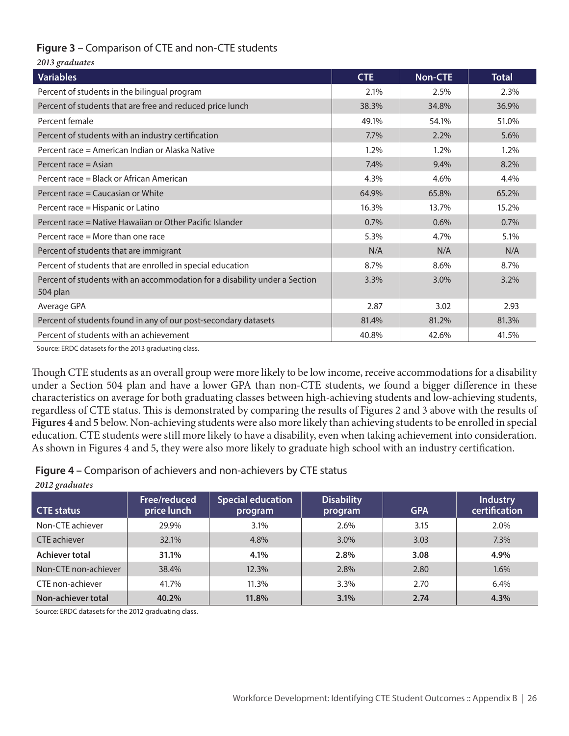**Figure 3** – Comparison of CTE and non-CTE students

*2013 graduates*

| Variables | CTE | Non-CTE | Total |
|---|---|---|---|
| Percent of students in the bilingual program | 2.1% | 2.5% | 2.3% |
| Percent of students that are free and reduced price lunch | 38.3% | 34.8% | 36.9% |
| Percent female | 49.1% | 54.1% | 51.0% |
| Percent of students with an industry certification | 7.7% | 2.2% | 5.6% |
| Percent race = American Indian or Alaska Native | 1.2% | 1.2% | 1.2% |
| Percent race = Asian | 7.4% | 9.4% | 8.2% |
| Percent race = Black or African American | 4.3% | 4.6% | 4.4% |
| Percent race = Caucasian or White | 64.9% | 65.8% | 65.2% |
| Percent race = Hispanic or Latino | 16.3% | 13.7% | 15.2% |
| Percent race = Native Hawaiian or Other Pacific Islander | 0.7% | 0.6% | 0.7% |
| Percent race = More than one race | 5.3% | 4.7% | 5.1% |
| Percent of students that are immigrant | N/A | N/A | N/A |
| Percent of students that are enrolled in special education | 8.7% | 8.6% | 8.7% |
| Percent of students with an accommodation for a disability under a Section 504 plan | 3.3% | 3.0% | 3.2% |
| Average GPA | 2.87 | 3.02 | 2.93 |
| Percent of students found in any of our post-secondary datasets | 81.4% | 81.2% | 81.3% |
| Percent of students with an achievement | 40.8% | 42.6% | 41.5% |

Source: ERDC datasets for the 2013 graduating class.

Though CTE students as an overall group were more likely to be low income, receive accommodations for a disability under a Section 504 plan and have a lower GPA than non-CTE students, we found a bigger difference in these characteristics on average for both graduating classes between high-achieving students and low-achieving students, regardless of CTE status. This is demonstrated by comparing the results of Figures 2 and 3 above with the results of **Figures** 4 and 5 below. Non-achieving students were also more likely than achieving students to be enrolled in special education. CTE students were still more likely to have a disability, even when taking achievement into consideration. As shown in Figures 4 and 5, they were also more likely to graduate high school with an industry certification.

**Figure 4** – Comparison of achievers and non-achievers by CTE status

*2012 graduates*

| CTE status | Free/reduced price lunch | Special education program | Disability program | GPA | Industry certification |
|---|---|---|---|---|---|
| Non-CTE achiever | 29.9% | 3.1% | 2.6% | 3.15 | 2.0% |
| CTE achiever | 32.1% | 4.8% | 3.0% | 3.03 | 7.3% |
| **Achiever total** | **31.1%** | **4.1%** | **2.8%** | **3.08** | **4.9%** |
| Non-CTE non-achiever | 38.4% | 12.3% | 2.8% | 2.80 | 1.6% |
| CTE non-achiever | 41.7% | 11.3% | 3.3% | 2.70 | 6.4% |
| **Non-achiever total** | **40.2%** | **11.8%** | **3.1%** | **2.74** | **4.3%** |

Source: ERDC datasets for the 2012 graduating class.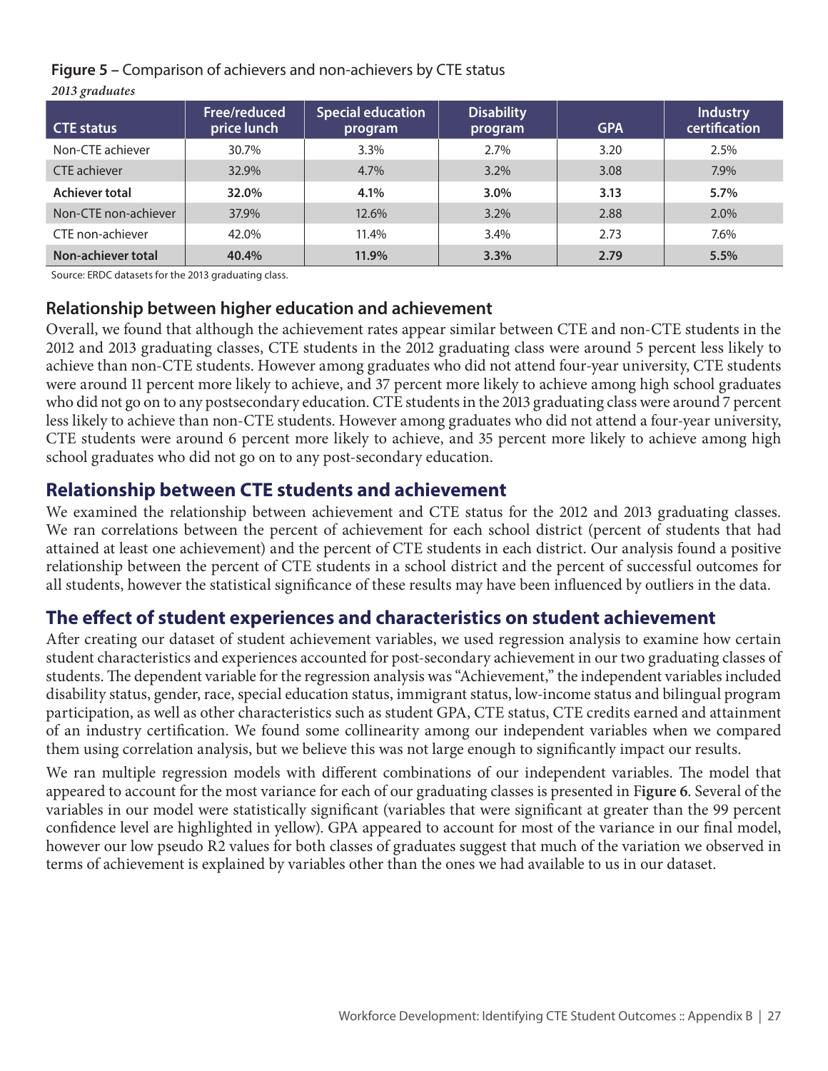**Figure 5 –** Comparison of achievers and non-achievers by CTE status

*2013 graduates*

| CTE status | Free/reduced price lunch | Special education program | Disability program | GPA | Industry certification |
|---|---|---|---|---|---|
| Non-CTE achiever | 30.7% | 3.3% | 2.7% | 3.20 | 2.5% |
| CTE achiever | 32.9% | 4.7% | 3.2% | 3.08 | 7.9% |
| **Achiever total** | **32.0%** | **4.1%** | **3.0%** | **3.13** | **5.7%** |
| Non-CTE non-achiever | 37.9% | 12.6% | 3.2% | 2.88 | 2.0% |
| CTE non-achiever | 42.0% | 11.4% | 3.4% | 2.73 | 7.6% |
| **Non-achiever total** | **40.4%** | **11.9%** | **3.3%** | **2.79** | **5.5%** |

Source: ERDC datasets for the 2013 graduating class.

### Relationship between higher education and achievement

Overall, we found that although the achievement rates appear similar between CTE and non-CTE students in the 2012 and 2013 graduating classes, CTE students in the 2012 graduating class were around 5 percent less likely to achieve than non-CTE students. However among graduates who did not attend four-year university, CTE students were around 11 percent more likely to achieve, and 37 percent more likely to achieve among high school graduates who did not go on to any postsecondary education. CTE students in the 2013 graduating class were around 7 percent less likely to achieve than non-CTE students. However among graduates who did not attend a four-year university, CTE students were around 6 percent more likely to achieve, and 35 percent more likely to achieve among high school graduates who did not go on to any post-secondary education.

## Relationship between CTE students and achievement

We examined the relationship between achievement and CTE status for the 2012 and 2013 graduating classes. We ran correlations between the percent of achievement for each school district (percent of students that had attained at least one achievement) and the percent of CTE students in each district. Our analysis found a positive relationship between the percent of CTE students in a school district and the percent of successful outcomes for all students, however the statistical significance of these results may have been influenced by outliers in the data.

## The effect of student experiences and characteristics on student achievement

After creating our dataset of student achievement variables, we used regression analysis to examine how certain student characteristics and experiences accounted for post-secondary achievement in our two graduating classes of students. The dependent variable for the regression analysis was "Achievement," the independent variables included disability status, gender, race, special education status, immigrant status, low-income status and bilingual program participation, as well as other characteristics such as student GPA, CTE status, CTE credits earned and attainment of an industry certification. We found some collinearity among our independent variables when we compared them using correlation analysis, but we believe this was not large enough to significantly impact our results.

We ran multiple regression models with different combinations of our independent variables. The model that appeared to account for the most variance for each of our graduating classes is presented in F**igure 6**. Several of the variables in our model were statistically significant (variables that were significant at greater than the 99 percent confidence level are highlighted in yellow). GPA appeared to account for most of the variance in our final model, however our low pseudo R2 values for both classes of graduates suggest that much of the variation we observed in terms of achievement is explained by variables other than the ones we had available to us in our dataset.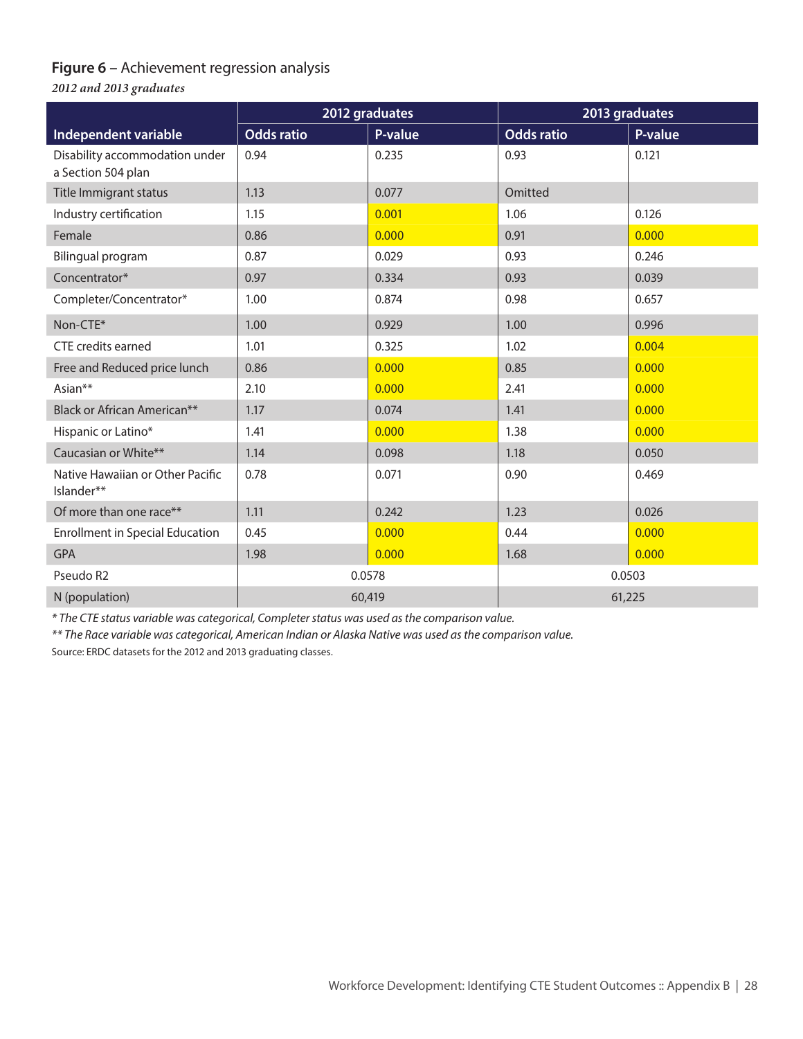**Figure 6** – Achievement regression analysis

*2012 and 2013 graduates*

| Independent variable | 2012 graduates | | 2013 graduates | |
|---|---|---|---|---|
| | Odds ratio | P-value | Odds ratio | P-value |
| Disability accommodation under a Section 504 plan | 0.94 | 0.235 | 0.93 | 0.121 |
| Title Immigrant status | 1.13 | 0.077 | Omitted | |
| Industry certification | 1.15 | 0.001 | 1.06 | 0.126 |
| Female | 0.86 | 0.000 | 0.91 | 0.000 |
| Bilingual program | 0.87 | 0.029 | 0.93 | 0.246 |
| Concentrator* | 0.97 | 0.334 | 0.93 | 0.039 |
| Completer/Concentrator* | 1.00 | 0.874 | 0.98 | 0.657 |
| Non-CTE* | 1.00 | 0.929 | 1.00 | 0.996 |
| CTE credits earned | 1.01 | 0.325 | 1.02 | 0.004 |
| Free and Reduced price lunch | 0.86 | 0.000 | 0.85 | 0.000 |
| Asian** | 2.10 | 0.000 | 2.41 | 0.000 |
| Black or African American** | 1.17 | 0.074 | 1.41 | 0.000 |
| Hispanic or Latino* | 1.41 | 0.000 | 1.38 | 0.000 |
| Caucasian or White** | 1.14 | 0.098 | 1.18 | 0.050 |
| Native Hawaiian or Other Pacific Islander** | 0.78 | 0.071 | 0.90 | 0.469 |
| Of more than one race** | 1.11 | 0.242 | 1.23 | 0.026 |
| Enrollment in Special Education | 0.45 | 0.000 | 0.44 | 0.000 |
| GPA | 1.98 | 0.000 | 1.68 | 0.000 |
| Pseudo R2 | 0.0578 | | 0.0503 | |
| N (population) | 60,419 | | 61,225 | |

*\* The CTE status variable was categorical, Completer status was used as the comparison value.*

*\*\* The Race variable was categorical, American Indian or Alaska Native was used as the comparison value.*

Source: ERDC datasets for the 2012 and 2013 graduating classes.